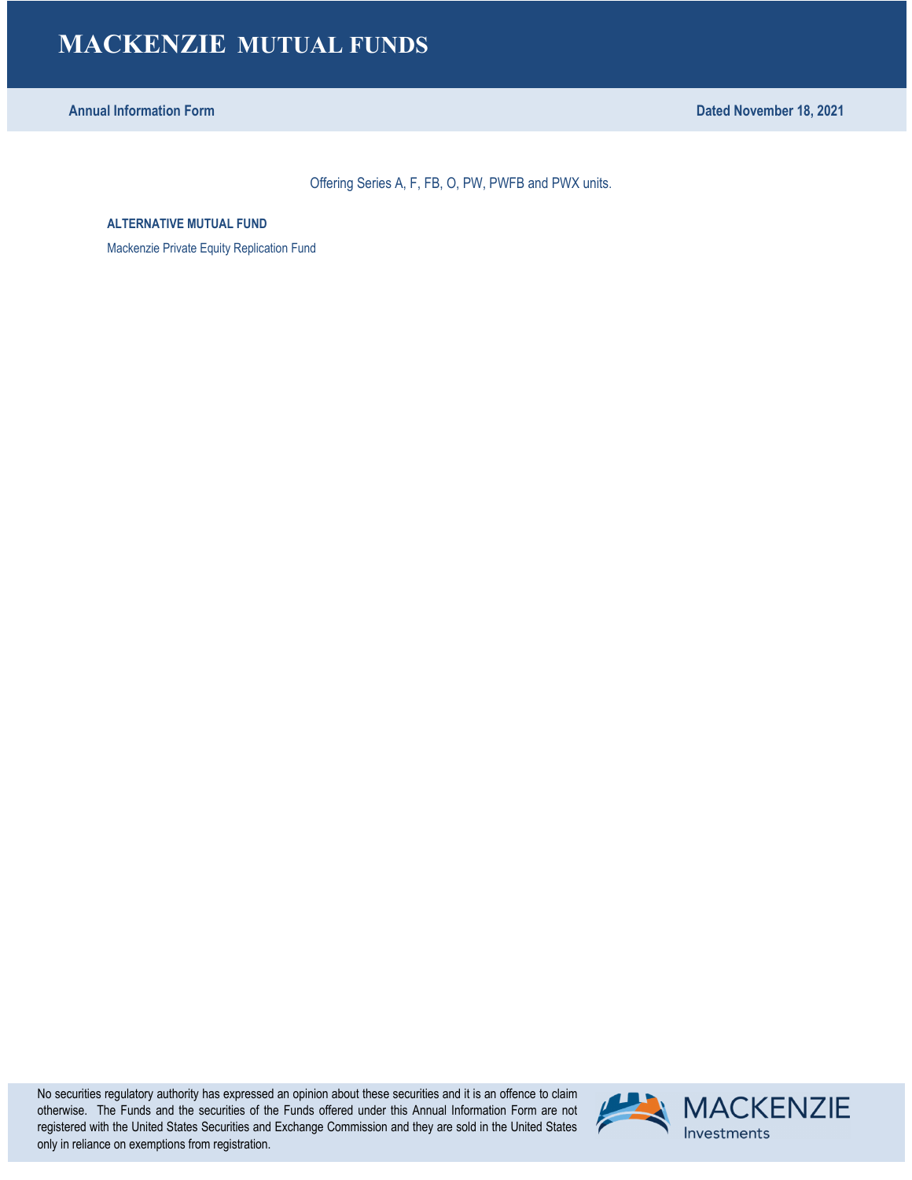# MACKENZIE MUTUAL FUNDS

**Annual Information Form** **Dated November 18, 2021**

Offering Series A, F, FB, O, PW, PWFB and PWX units.

**ALTERNATIVE MUTUAL FUND**

Mackenzie Private Equity Replication Fund

No securities regulatory authority has expressed an opinion about these securities and it is an offence to claim otherwise. The Funds and the securities of the Funds offered under this Annual Information Form are not registered with the United States Securities and Exchange Commission and they are sold in the United States only in reliance on exemptions from registration.

MACKENZIE Investments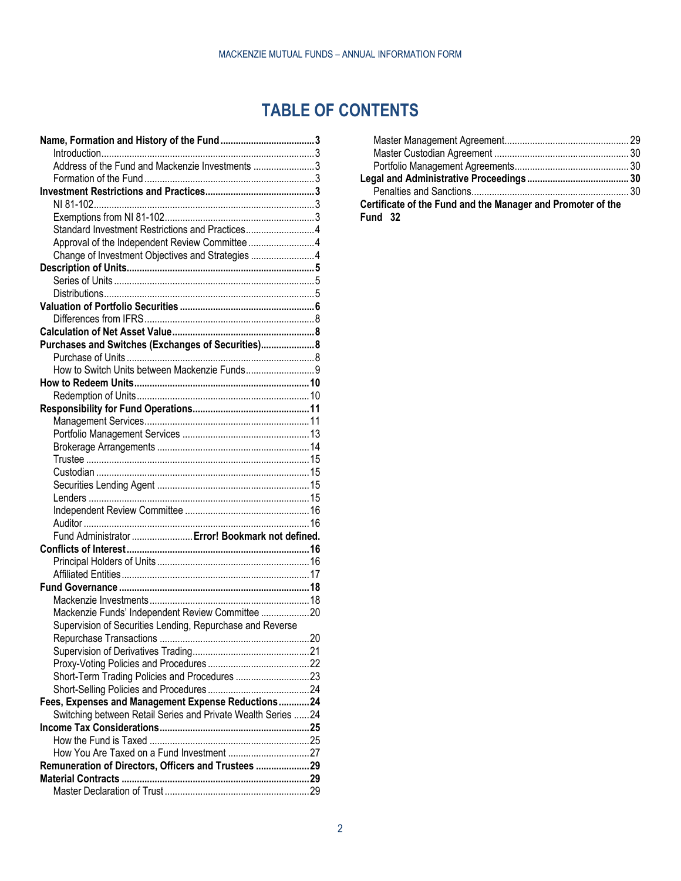# TABLE OF CONTENTS

**Name, Formation and History of the Fund** 3
- Introduction 3
- Address of the Fund and Mackenzie Investments 3
- Formation of the Fund 3

**Investment Restrictions and Practices** 3
- NI 81-102 3
- Exemptions from NI 81-102 3
- Standard Investment Restrictions and Practices 4
- Approval of the Independent Review Committee 4
- Change of Investment Objectives and Strategies 4

**Description of Units** 5
- Series of Units 5
- Distributions 5

**Valuation of Portfolio Securities** 6
- Differences from IFRS 8

**Calculation of Net Asset Value** 8

**Purchases and Switches (Exchanges of Securities)** 8
- Purchase of Units 8
- How to Switch Units between Mackenzie Funds 9

**How to Redeem Units** 10
- Redemption of Units 10

**Responsibility for Fund Operations** 11
- Management Services 11
- Portfolio Management Services 13
- Brokerage Arrangements 14
- Trustee 15
- Custodian 15
- Securities Lending Agent 15
- Lenders 15
- Independent Review Committee 16
- Auditor 16
- Fund Administrator **Error! Bookmark not defined.**

**Conflicts of Interest** 16
- Principal Holders of Units 16
- Affiliated Entities 17

**Fund Governance** 18
- Mackenzie Investments 18
- Mackenzie Funds' Independent Review Committee 20
- Supervision of Securities Lending, Repurchase and Reverse Repurchase Transactions 20
- Supervision of Derivatives Trading 21
- Proxy-Voting Policies and Procedures 22
- Short-Term Trading Policies and Procedures 23
- Short-Selling Policies and Procedures 24

**Fees, Expenses and Management Expense Reductions** 24
- Switching between Retail Series and Private Wealth Series 24

**Income Tax Considerations** 25
- How the Fund is Taxed 25
- How You Are Taxed on a Fund Investment 27

**Remuneration of Directors, Officers and Trustees** 29

**Material Contracts** 29
- Master Declaration of Trust 29
- Master Management Agreement 29
- Master Custodian Agreement 30
- Portfolio Management Agreements 30

**Legal and Administrative Proceedings** 30
- Penalties and Sanctions 30

**Certificate of the Fund and the Manager and Promoter of the Fund** 32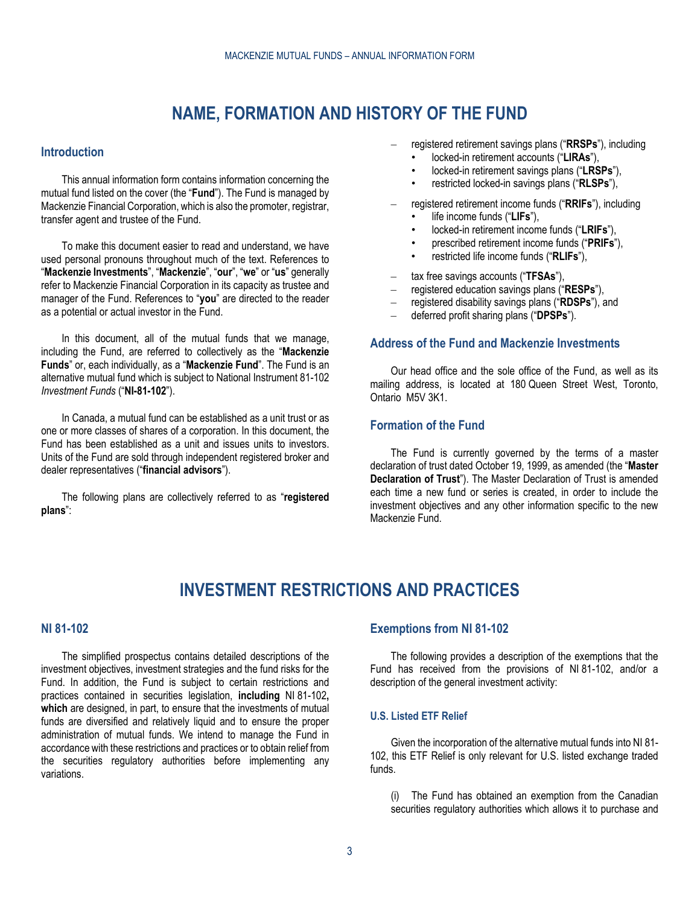# NAME, FORMATION AND HISTORY OF THE FUND

## Introduction

This annual information form contains information concerning the mutual fund listed on the cover (the "**Fund**"). The Fund is managed by Mackenzie Financial Corporation, which is also the promoter, registrar, transfer agent and trustee of the Fund.

To make this document easier to read and understand, we have used personal pronouns throughout much of the text. References to "**Mackenzie Investments**", "**Mackenzie**", "**our**", "**we**" or "**us**" generally refer to Mackenzie Financial Corporation in its capacity as trustee and manager of the Fund. References to "**you**" are directed to the reader as a potential or actual investor in the Fund.

In this document, all of the mutual funds that we manage, including the Fund, are referred to collectively as the "**Mackenzie Funds**" or, each individually, as a "**Mackenzie Fund**". The Fund is an alternative mutual fund which is subject to National Instrument 81-102 *Investment Funds* ("**NI-81-102**").

In Canada, a mutual fund can be established as a unit trust or as one or more classes of shares of a corporation. In this document, the Fund has been established as a unit and issues units to investors. Units of the Fund are sold through independent registered broker and dealer representatives ("**financial advisors**").

The following plans are collectively referred to as "**registered plans**":

- registered retirement savings plans ("**RRSPs**"), including
  - locked-in retirement accounts ("**LIRAs**"),
  - locked-in retirement savings plans ("**LRSPs**"),
  - restricted locked-in savings plans ("**RLSPs**"),
- registered retirement income funds ("**RRIFs**"), including
  - life income funds ("**LIFs**"),
  - locked-in retirement income funds ("**LRIFs**"),
  - prescribed retirement income funds ("**PRIFs**"),
  - restricted life income funds ("**RLIFs**"),
- tax free savings accounts ("**TFSAs**"),
- registered education savings plans ("**RESPs**"),
- registered disability savings plans ("**RDSPs**"), and
- deferred profit sharing plans ("**DPSPs**").

## Address of the Fund and Mackenzie Investments

Our head office and the sole office of the Fund, as well as its mailing address, is located at 180 Queen Street West, Toronto, Ontario M5V 3K1.

## Formation of the Fund

The Fund is currently governed by the terms of a master declaration of trust dated October 19, 1999, as amended (the "**Master Declaration of Trust**"). The Master Declaration of Trust is amended each time a new fund or series is created, in order to include the investment objectives and any other information specific to the new Mackenzie Fund.

# INVESTMENT RESTRICTIONS AND PRACTICES

## NI 81-102

The simplified prospectus contains detailed descriptions of the investment objectives, investment strategies and the fund risks for the Fund. In addition, the Fund is subject to certain restrictions and practices contained in securities legislation, **including** NI 81-102**, which** are designed, in part, to ensure that the investments of mutual funds are diversified and relatively liquid and to ensure the proper administration of mutual funds. We intend to manage the Fund in accordance with these restrictions and practices or to obtain relief from the securities regulatory authorities before implementing any variations.

## Exemptions from NI 81-102

The following provides a description of the exemptions that the Fund has received from the provisions of NI 81-102, and/or a description of the general investment activity:

### U.S. Listed ETF Relief

Given the incorporation of the alternative mutual funds into NI 81-102, this ETF Relief is only relevant for U.S. listed exchange traded funds.

(i) The Fund has obtained an exemption from the Canadian securities regulatory authorities which allows it to purchase and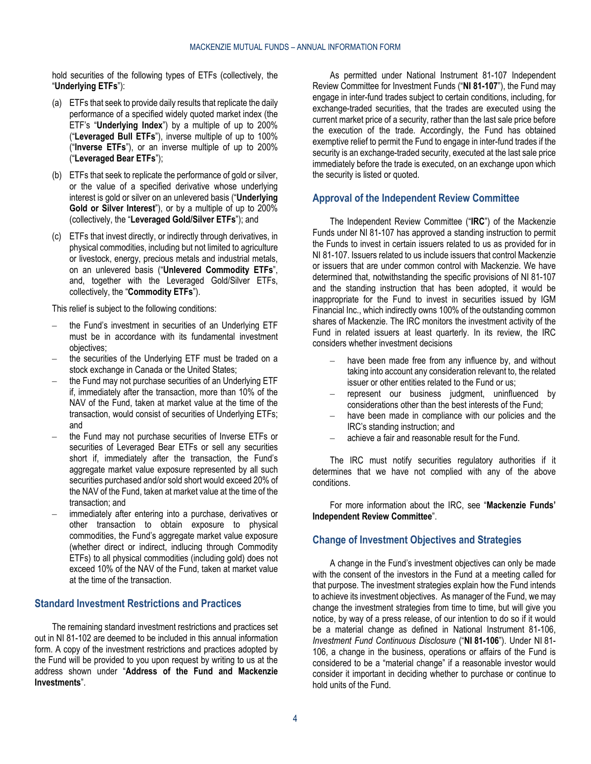hold securities of the following types of ETFs (collectively, the "**Underlying ETFs**"):

(a) ETFs that seek to provide daily results that replicate the daily performance of a specified widely quoted market index (the ETF's "**Underlying Index**") by a multiple of up to 200% ("**Leveraged Bull ETFs**"), inverse multiple of up to 100% ("**Inverse ETFs**"), or an inverse multiple of up to 200% ("**Leveraged Bear ETFs**");

(b) ETFs that seek to replicate the performance of gold or silver, or the value of a specified derivative whose underlying interest is gold or silver on an unlevered basis ("**Underlying Gold or Silver Interest**"), or by a multiple of up to 200% (collectively, the "**Leveraged Gold/Silver ETFs**"); and

(c) ETFs that invest directly, or indirectly through derivatives, in physical commodities, including but not limited to agriculture or livestock, energy, precious metals and industrial metals, on an unlevered basis ("**Unlevered Commodity ETFs**", and, together with the Leveraged Gold/Silver ETFs, collectively, the "**Commodity ETFs**").

This relief is subject to the following conditions:

- the Fund's investment in securities of an Underlying ETF must be in accordance with its fundamental investment objectives;
- the securities of the Underlying ETF must be traded on a stock exchange in Canada or the United States;
- the Fund may not purchase securities of an Underlying ETF if, immediately after the transaction, more than 10% of the NAV of the Fund, taken at market value at the time of the transaction, would consist of securities of Underlying ETFs; and
- the Fund may not purchase securities of Inverse ETFs or securities of Leveraged Bear ETFs or sell any securities short if, immediately after the transaction, the Fund's aggregate market value exposure represented by all such securities purchased and/or sold short would exceed 20% of the NAV of the Fund, taken at market value at the time of the transaction; and
- immediately after entering into a purchase, derivatives or other transaction to obtain exposure to physical commodities, the Fund's aggregate market value exposure (whether direct or indirect, inlcuding through Commodity ETFs) to all physical commodities (including gold) does not exceed 10% of the NAV of the Fund, taken at market value at the time of the transaction.

## Standard Investment Restrictions and Practices

The remaining standard investment restrictions and practices set out in NI 81-102 are deemed to be included in this annual information form. A copy of the investment restrictions and practices adopted by the Fund will be provided to you upon request by writing to us at the address shown under "**Address of the Fund and Mackenzie Investments**".

As permitted under National Instrument 81-107 Independent Review Committee for Investment Funds ("**NI 81-107**"), the Fund may engage in inter-fund trades subject to certain conditions, including, for exchange-traded securities, that the trades are executed using the current market price of a security, rather than the last sale price before the execution of the trade. Accordingly, the Fund has obtained exemptive relief to permit the Fund to engage in inter-fund trades if the security is an exchange-traded security, executed at the last sale price immediately before the trade is executed, on an exchange upon which the security is listed or quoted.

## Approval of the Independent Review Committee

The Independent Review Committee ("**IRC**") of the Mackenzie Funds under NI 81-107 has approved a standing instruction to permit the Funds to invest in certain issuers related to us as provided for in NI 81-107. Issuers related to us include issuers that control Mackenzie or issuers that are under common control with Mackenzie. We have determined that, notwithstanding the specific provisions of NI 81-107 and the standing instruction that has been adopted, it would be inappropriate for the Fund to invest in securities issued by IGM Financial Inc., which indirectly owns 100% of the outstanding common shares of Mackenzie. The IRC monitors the investment activity of the Fund in related issuers at least quarterly. In its review, the IRC considers whether investment decisions

- have been made free from any influence by, and without taking into account any consideration relevant to, the related issuer or other entities related to the Fund or us;
- represent our business judgment, uninfluenced by considerations other than the best interests of the Fund;
- have been made in compliance with our policies and the IRC's standing instruction; and
- achieve a fair and reasonable result for the Fund.

The IRC must notify securities regulatory authorities if it determines that we have not complied with any of the above conditions.

For more information about the IRC, see "**Mackenzie Funds' Independent Review Committee**".

## Change of Investment Objectives and Strategies

A change in the Fund's investment objectives can only be made with the consent of the investors in the Fund at a meeting called for that purpose. The investment strategies explain how the Fund intends to achieve its investment objectives. As manager of the Fund, we may change the investment strategies from time to time, but will give you notice, by way of a press release, of our intention to do so if it would be a material change as defined in National Instrument 81-106, *Investment Fund Continuous Disclosure* ("**NI 81-106**"). Under NI 81-106, a change in the business, operations or affairs of the Fund is considered to be a "material change" if a reasonable investor would consider it important in deciding whether to purchase or continue to hold units of the Fund.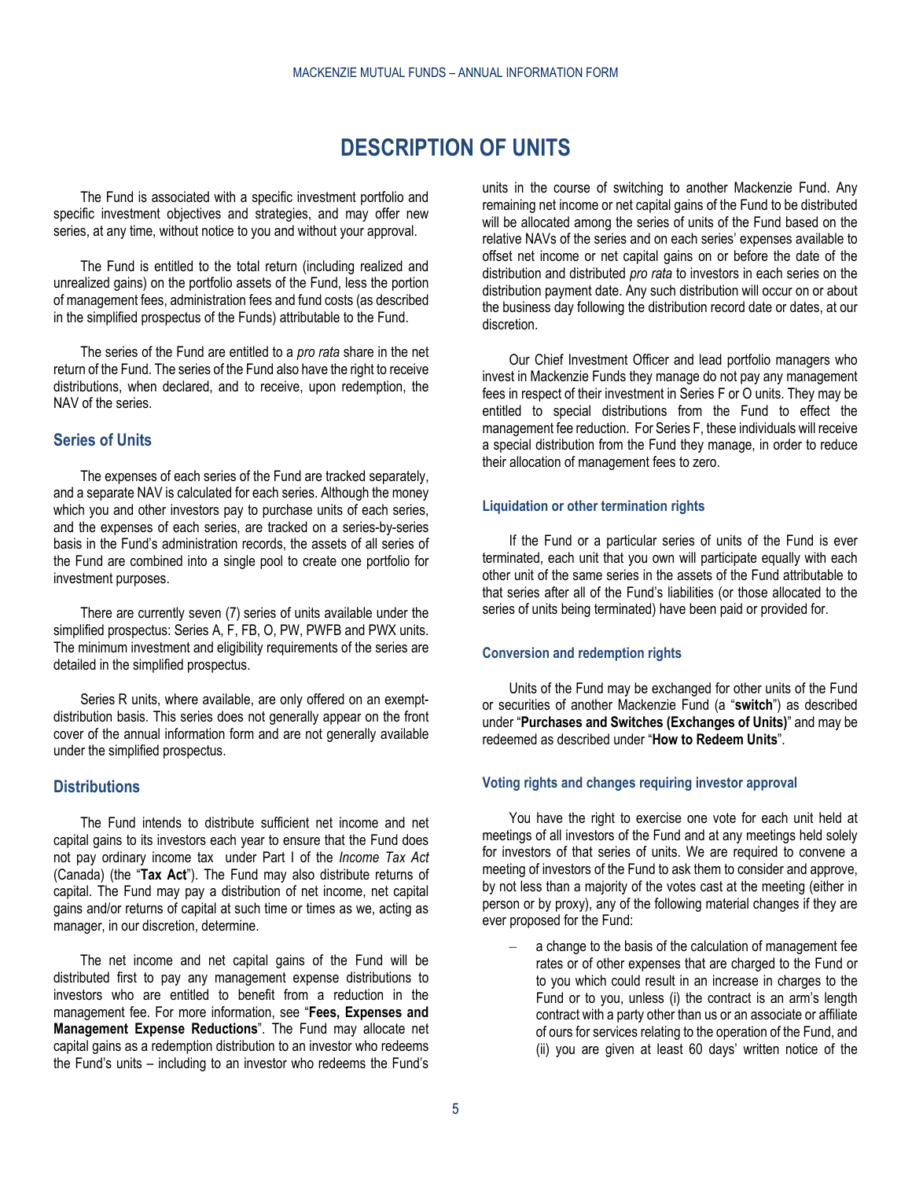# DESCRIPTION OF UNITS

The Fund is associated with a specific investment portfolio and specific investment objectives and strategies, and may offer new series, at any time, without notice to you and without your approval.

The Fund is entitled to the total return (including realized and unrealized gains) on the portfolio assets of the Fund, less the portion of management fees, administration fees and fund costs (as described in the simplified prospectus of the Funds) attributable to the Fund.

The series of the Fund are entitled to a *pro rata* share in the net return of the Fund. The series of the Fund also have the right to receive distributions, when declared, and to receive, upon redemption, the NAV of the series.

## Series of Units

The expenses of each series of the Fund are tracked separately, and a separate NAV is calculated for each series. Although the money which you and other investors pay to purchase units of each series, and the expenses of each series, are tracked on a series-by-series basis in the Fund's administration records, the assets of all series of the Fund are combined into a single pool to create one portfolio for investment purposes.

There are currently seven (7) series of units available under the simplified prospectus: Series A, F, FB, O, PW, PWFB and PWX units. The minimum investment and eligibility requirements of the series are detailed in the simplified prospectus.

Series R units, where available, are only offered on an exempt-distribution basis. This series does not generally appear on the front cover of the annual information form and are not generally available under the simplified prospectus.

## Distributions

The Fund intends to distribute sufficient net income and net capital gains to its investors each year to ensure that the Fund does not pay ordinary income tax under Part I of the *Income Tax Act* (Canada) (the "**Tax Act**"). The Fund may also distribute returns of capital. The Fund may pay a distribution of net income, net capital gains and/or returns of capital at such time or times as we, acting as manager, in our discretion, determine.

The net income and net capital gains of the Fund will be distributed first to pay any management expense distributions to investors who are entitled to benefit from a reduction in the management fee. For more information, see "**Fees, Expenses and Management Expense Reductions**". The Fund may allocate net capital gains as a redemption distribution to an investor who redeems the Fund's units – including to an investor who redeems the Fund's units in the course of switching to another Mackenzie Fund. Any remaining net income or net capital gains of the Fund to be distributed will be allocated among the series of units of the Fund based on the relative NAVs of the series and on each series' expenses available to offset net income or net capital gains on or before the date of the distribution and distributed *pro rata* to investors in each series on the distribution payment date. Any such distribution will occur on or about the business day following the distribution record date or dates, at our discretion.

Our Chief Investment Officer and lead portfolio managers who invest in Mackenzie Funds they manage do not pay any management fees in respect of their investment in Series F or O units. They may be entitled to special distributions from the Fund to effect the management fee reduction. For Series F, these individuals will receive a special distribution from the Fund they manage, in order to reduce their allocation of management fees to zero.

### Liquidation or other termination rights

If the Fund or a particular series of units of the Fund is ever terminated, each unit that you own will participate equally with each other unit of the same series in the assets of the Fund attributable to that series after all of the Fund's liabilities (or those allocated to the series of units being terminated) have been paid or provided for.

### Conversion and redemption rights

Units of the Fund may be exchanged for other units of the Fund or securities of another Mackenzie Fund (a "**switch**") as described under "**Purchases and Switches (Exchanges of Units)**" and may be redeemed as described under "**How to Redeem Units**".

### Voting rights and changes requiring investor approval

You have the right to exercise one vote for each unit held at meetings of all investors of the Fund and at any meetings held solely for investors of that series of units. We are required to convene a meeting of investors of the Fund to ask them to consider and approve, by not less than a majority of the votes cast at the meeting (either in person or by proxy), any of the following material changes if they are ever proposed for the Fund:

- a change to the basis of the calculation of management fee rates or of other expenses that are charged to the Fund or to you which could result in an increase in charges to the Fund or to you, unless (i) the contract is an arm's length contract with a party other than us or an associate or affiliate of ours for services relating to the operation of the Fund, and (ii) you are given at least 60 days' written notice of the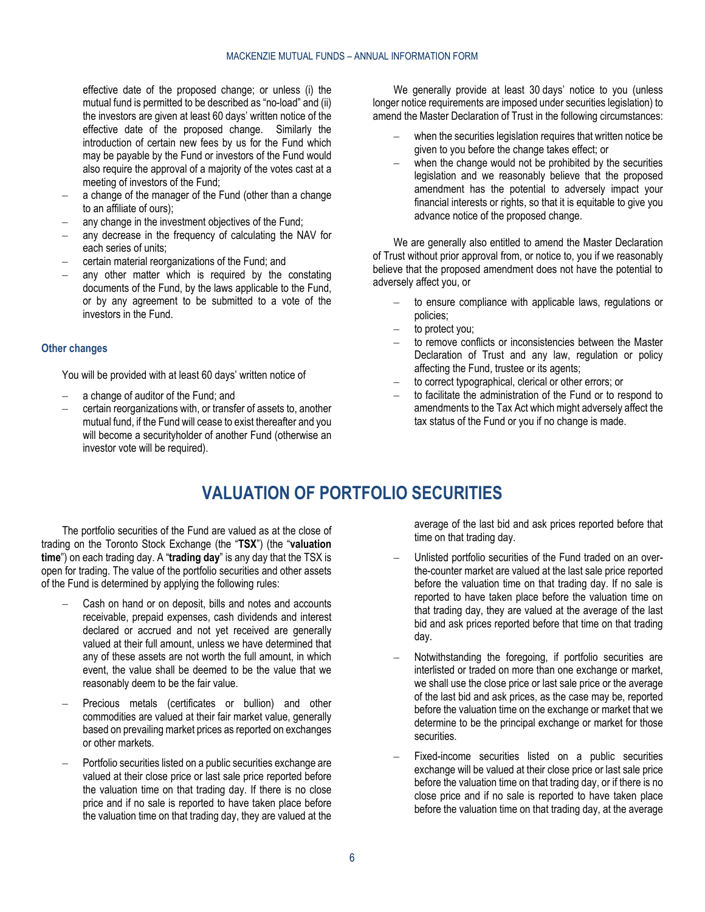effective date of the proposed change; or unless (i) the mutual fund is permitted to be described as "no-load" and (ii) the investors are given at least 60 days' written notice of the effective date of the proposed change. Similarly the introduction of certain new fees by us for the Fund which may be payable by the Fund or investors of the Fund would also require the approval of a majority of the votes cast at a meeting of investors of the Fund;

- a change of the manager of the Fund (other than a change to an affiliate of ours);
- any change in the investment objectives of the Fund;
- any decrease in the frequency of calculating the NAV for each series of units;
- certain material reorganizations of the Fund; and
- any other matter which is required by the constating documents of the Fund, by the laws applicable to the Fund, or by any agreement to be submitted to a vote of the investors in the Fund.

#### Other changes

You will be provided with at least 60 days' written notice of

- a change of auditor of the Fund; and
- certain reorganizations with, or transfer of assets to, another mutual fund, if the Fund will cease to exist thereafter and you will become a securityholder of another Fund (otherwise an investor vote will be required).

We generally provide at least 30 days' notice to you (unless longer notice requirements are imposed under securities legislation) to amend the Master Declaration of Trust in the following circumstances:

- when the securities legislation requires that written notice be given to you before the change takes effect; or
- when the change would not be prohibited by the securities legislation and we reasonably believe that the proposed amendment has the potential to adversely impact your financial interests or rights, so that it is equitable to give you advance notice of the proposed change.

We are generally also entitled to amend the Master Declaration of Trust without prior approval from, or notice to, you if we reasonably believe that the proposed amendment does not have the potential to adversely affect you, or

- to ensure compliance with applicable laws, regulations or policies;
- to protect you;
- to remove conflicts or inconsistencies between the Master Declaration of Trust and any law, regulation or policy affecting the Fund, trustee or its agents;
- to correct typographical, clerical or other errors; or
- to facilitate the administration of the Fund or to respond to amendments to the Tax Act which might adversely affect the tax status of the Fund or you if no change is made.

# VALUATION OF PORTFOLIO SECURITIES

The portfolio securities of the Fund are valued as at the close of trading on the Toronto Stock Exchange (the "**TSX**") (the "**valuation time**") on each trading day. A "**trading day**" is any day that the TSX is open for trading. The value of the portfolio securities and other assets of the Fund is determined by applying the following rules:

- Cash on hand or on deposit, bills and notes and accounts receivable, prepaid expenses, cash dividends and interest declared or accrued and not yet received are generally valued at their full amount, unless we have determined that any of these assets are not worth the full amount, in which event, the value shall be deemed to be the value that we reasonably deem to be the fair value.

- Precious metals (certificates or bullion) and other commodities are valued at their fair market value, generally based on prevailing market prices as reported on exchanges or other markets.

- Portfolio securities listed on a public securities exchange are valued at their close price or last sale price reported before the valuation time on that trading day. If there is no close price and if no sale is reported to have taken place before the valuation time on that trading day, they are valued at the average of the last bid and ask prices reported before that time on that trading day.

- Unlisted portfolio securities of the Fund traded on an over-the-counter market are valued at the last sale price reported before the valuation time on that trading day. If no sale is reported to have taken place before the valuation time on that trading day, they are valued at the average of the last bid and ask prices reported before that time on that trading day.

- Notwithstanding the foregoing, if portfolio securities are interlisted or traded on more than one exchange or market, we shall use the close price or last sale price or the average of the last bid and ask prices, as the case may be, reported before the valuation time on the exchange or market that we determine to be the principal exchange or market for those securities.

- Fixed-income securities listed on a public securities exchange will be valued at their close price or last sale price before the valuation time on that trading day, or if there is no close price and if no sale is reported to have taken place before the valuation time on that trading day, at the average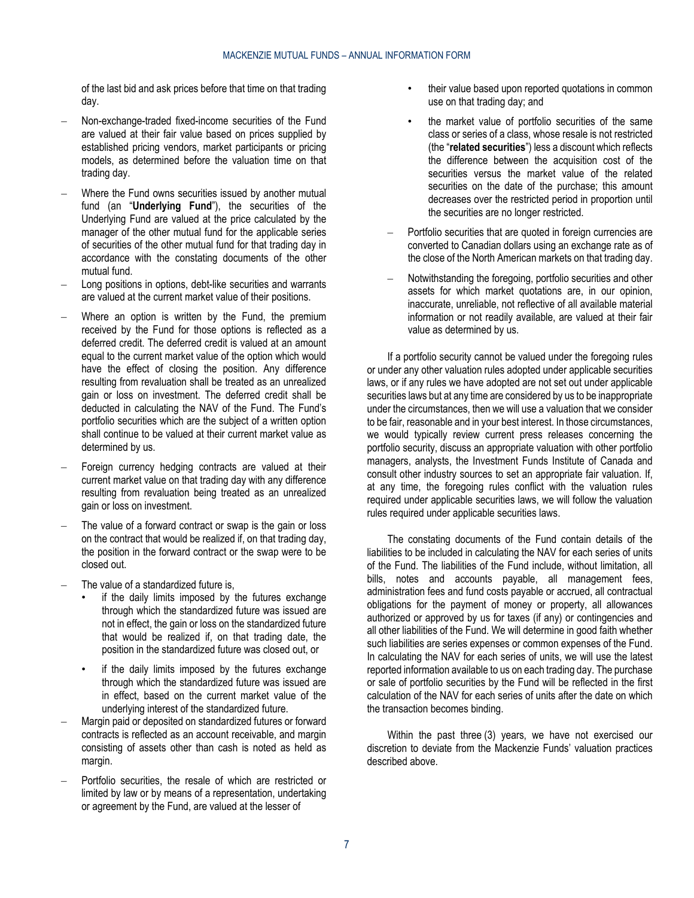of the last bid and ask prices before that time on that trading day.

- Non-exchange-traded fixed-income securities of the Fund are valued at their fair value based on prices supplied by established pricing vendors, market participants or pricing models, as determined before the valuation time on that trading day.
- Where the Fund owns securities issued by another mutual fund (an "**Underlying Fund**"), the securities of the Underlying Fund are valued at the price calculated by the manager of the other mutual fund for the applicable series of securities of the other mutual fund for that trading day in accordance with the constating documents of the other mutual fund.
- Long positions in options, debt-like securities and warrants are valued at the current market value of their positions.
- Where an option is written by the Fund, the premium received by the Fund for those options is reflected as a deferred credit. The deferred credit is valued at an amount equal to the current market value of the option which would have the effect of closing the position. Any difference resulting from revaluation shall be treated as an unrealized gain or loss on investment. The deferred credit shall be deducted in calculating the NAV of the Fund. The Fund's portfolio securities which are the subject of a written option shall continue to be valued at their current market value as determined by us.
- Foreign currency hedging contracts are valued at their current market value on that trading day with any difference resulting from revaluation being treated as an unrealized gain or loss on investment.
- The value of a forward contract or swap is the gain or loss on the contract that would be realized if, on that trading day, the position in the forward contract or the swap were to be closed out.
- The value of a standardized future is,
  - if the daily limits imposed by the futures exchange through which the standardized future was issued are not in effect, the gain or loss on the standardized future that would be realized if, on that trading date, the position in the standardized future was closed out, or
  - if the daily limits imposed by the futures exchange through which the standardized future was issued are in effect, based on the current market value of the underlying interest of the standardized future.
- Margin paid or deposited on standardized futures or forward contracts is reflected as an account receivable, and margin consisting of assets other than cash is noted as held as margin.
- Portfolio securities, the resale of which are restricted or limited by law or by means of a representation, undertaking or agreement by the Fund, are valued at the lesser of
  - their value based upon reported quotations in common use on that trading day; and
  - the market value of portfolio securities of the same class or series of a class, whose resale is not restricted (the "**related securities**") less a discount which reflects the difference between the acquisition cost of the securities versus the market value of the related securities on the date of the purchase; this amount decreases over the restricted period in proportion until the securities are no longer restricted.
- Portfolio securities that are quoted in foreign currencies are converted to Canadian dollars using an exchange rate as of the close of the North American markets on that trading day.
- Notwithstanding the foregoing, portfolio securities and other assets for which market quotations are, in our opinion, inaccurate, unreliable, not reflective of all available material information or not readily available, are valued at their fair value as determined by us.

If a portfolio security cannot be valued under the foregoing rules or under any other valuation rules adopted under applicable securities laws, or if any rules we have adopted are not set out under applicable securities laws but at any time are considered by us to be inappropriate under the circumstances, then we will use a valuation that we consider to be fair, reasonable and in your best interest. In those circumstances, we would typically review current press releases concerning the portfolio security, discuss an appropriate valuation with other portfolio managers, analysts, the Investment Funds Institute of Canada and consult other industry sources to set an appropriate fair valuation. If, at any time, the foregoing rules conflict with the valuation rules required under applicable securities laws, we will follow the valuation rules required under applicable securities laws.

The constating documents of the Fund contain details of the liabilities to be included in calculating the NAV for each series of units of the Fund. The liabilities of the Fund include, without limitation, all bills, notes and accounts payable, all management fees, administration fees and fund costs payable or accrued, all contractual obligations for the payment of money or property, all allowances authorized or approved by us for taxes (if any) or contingencies and all other liabilities of the Fund. We will determine in good faith whether such liabilities are series expenses or common expenses of the Fund. In calculating the NAV for each series of units, we will use the latest reported information available to us on each trading day. The purchase or sale of portfolio securities by the Fund will be reflected in the first calculation of the NAV for each series of units after the date on which the transaction becomes binding.

Within the past three (3) years, we have not exercised our discretion to deviate from the Mackenzie Funds' valuation practices described above.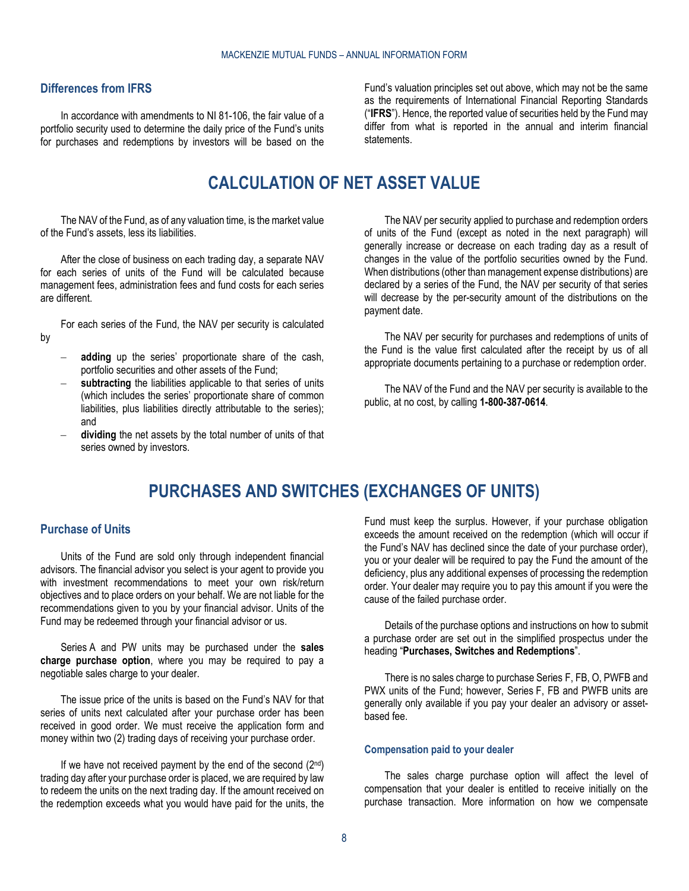### Differences from IFRS

In accordance with amendments to NI 81-106, the fair value of a portfolio security used to determine the daily price of the Fund's units for purchases and redemptions by investors will be based on the Fund's valuation principles set out above, which may not be the same as the requirements of International Financial Reporting Standards ("**IFRS**"). Hence, the reported value of securities held by the Fund may differ from what is reported in the annual and interim financial statements.

# CALCULATION OF NET ASSET VALUE

The NAV of the Fund, as of any valuation time, is the market value of the Fund's assets, less its liabilities.

After the close of business on each trading day, a separate NAV for each series of units of the Fund will be calculated because management fees, administration fees and fund costs for each series are different.

For each series of the Fund, the NAV per security is calculated by

- **adding** up the series' proportionate share of the cash, portfolio securities and other assets of the Fund;
- **subtracting** the liabilities applicable to that series of units (which includes the series' proportionate share of common liabilities, plus liabilities directly attributable to the series); and
- **dividing** the net assets by the total number of units of that series owned by investors.

The NAV per security applied to purchase and redemption orders of units of the Fund (except as noted in the next paragraph) will generally increase or decrease on each trading day as a result of changes in the value of the portfolio securities owned by the Fund. When distributions (other than management expense distributions) are declared by a series of the Fund, the NAV per security of that series will decrease by the per-security amount of the distributions on the payment date.

The NAV per security for purchases and redemptions of units of the Fund is the value first calculated after the receipt by us of all appropriate documents pertaining to a purchase or redemption order.

The NAV of the Fund and the NAV per security is available to the public, at no cost, by calling **1-800-387-0614**.

# PURCHASES AND SWITCHES (EXCHANGES OF UNITS)

### Purchase of Units

Units of the Fund are sold only through independent financial advisors. The financial advisor you select is your agent to provide you with investment recommendations to meet your own risk/return objectives and to place orders on your behalf. We are not liable for the recommendations given to you by your financial advisor. Units of the Fund may be redeemed through your financial advisor or us.

Series A and PW units may be purchased under the **sales charge purchase option**, where you may be required to pay a negotiable sales charge to your dealer.

The issue price of the units is based on the Fund's NAV for that series of units next calculated after your purchase order has been received in good order. We must receive the application form and money within two (2) trading days of receiving your purchase order.

If we have not received payment by the end of the second (2nd) trading day after your purchase order is placed, we are required by law to redeem the units on the next trading day. If the amount received on the redemption exceeds what you would have paid for the units, the Fund must keep the surplus. However, if your purchase obligation exceeds the amount received on the redemption (which will occur if the Fund's NAV has declined since the date of your purchase order), you or your dealer will be required to pay the Fund the amount of the deficiency, plus any additional expenses of processing the redemption order. Your dealer may require you to pay this amount if you were the cause of the failed purchase order.

Details of the purchase options and instructions on how to submit a purchase order are set out in the simplified prospectus under the heading "**Purchases, Switches and Redemptions**".

There is no sales charge to purchase Series F, FB, O, PWFB and PWX units of the Fund; however, Series F, FB and PWFB units are generally only available if you pay your dealer an advisory or asset-based fee.

#### Compensation paid to your dealer

The sales charge purchase option will affect the level of compensation that your dealer is entitled to receive initially on the purchase transaction. More information on how we compensate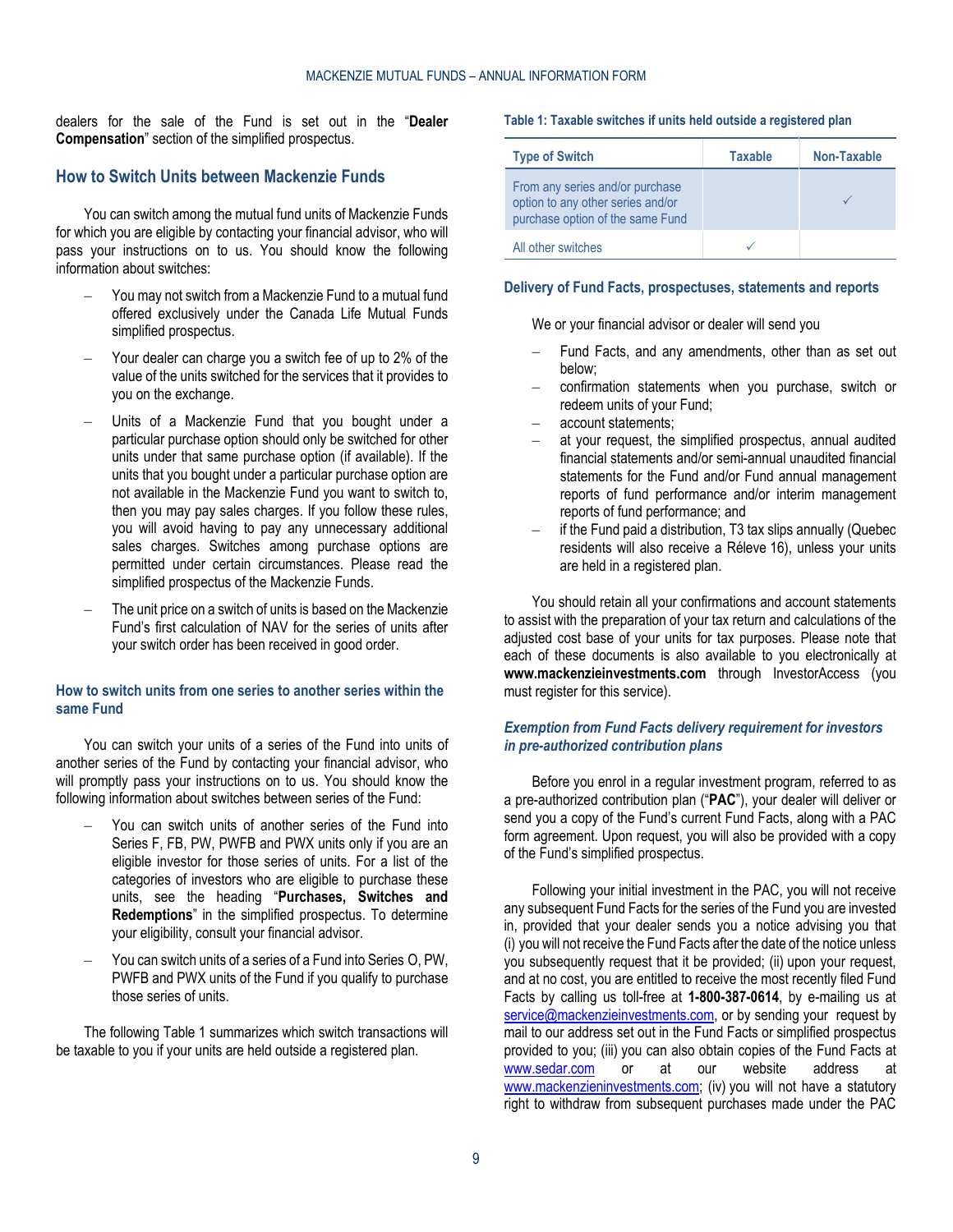dealers for the sale of the Fund is set out in the "**Dealer Compensation**" section of the simplified prospectus.

## How to Switch Units between Mackenzie Funds

You can switch among the mutual fund units of Mackenzie Funds for which you are eligible by contacting your financial advisor, who will pass your instructions on to us. You should know the following information about switches:

- You may not switch from a Mackenzie Fund to a mutual fund offered exclusively under the Canada Life Mutual Funds simplified prospectus.
- Your dealer can charge you a switch fee of up to 2% of the value of the units switched for the services that it provides to you on the exchange.
- Units of a Mackenzie Fund that you bought under a particular purchase option should only be switched for other units under that same purchase option (if available). If the units that you bought under a particular purchase option are not available in the Mackenzie Fund you want to switch to, then you may pay sales charges. If you follow these rules, you will avoid having to pay any unnecessary additional sales charges. Switches among purchase options are permitted under certain circumstances. Please read the simplified prospectus of the Mackenzie Funds.
- The unit price on a switch of units is based on the Mackenzie Fund's first calculation of NAV for the series of units after your switch order has been received in good order.

### How to switch units from one series to another series within the same Fund

You can switch your units of a series of the Fund into units of another series of the Fund by contacting your financial advisor, who will promptly pass your instructions on to us. You should know the following information about switches between series of the Fund:

- You can switch units of another series of the Fund into Series F, FB, PW, PWFB and PWX units only if you are an eligible investor for those series of units. For a list of the categories of investors who are eligible to purchase these units, see the heading "**Purchases, Switches and Redemptions**" in the simplified prospectus. To determine your eligibility, consult your financial advisor.
- You can switch units of a series of a Fund into Series O, PW, PWFB and PWX units of the Fund if you qualify to purchase those series of units.

The following Table 1 summarizes which switch transactions will be taxable to you if your units are held outside a registered plan.

**Table 1: Taxable switches if units held outside a registered plan**

| Type of Switch | Taxable | Non-Taxable |
|---|---|---|
| From any series and/or purchase option to any other series and/or purchase option of the same Fund | | ✓ |
| All other switches | ✓ | |

### Delivery of Fund Facts, prospectuses, statements and reports

We or your financial advisor or dealer will send you

- Fund Facts, and any amendments, other than as set out below;
- confirmation statements when you purchase, switch or redeem units of your Fund;
- account statements;
- at your request, the simplified prospectus, annual audited financial statements and/or semi-annual unaudited financial statements for the Fund and/or Fund annual management reports of fund performance and/or interim management reports of fund performance; and
- if the Fund paid a distribution, T3 tax slips annually (Quebec residents will also receive a Réleve 16), unless your units are held in a registered plan.

You should retain all your confirmations and account statements to assist with the preparation of your tax return and calculations of the adjusted cost base of your units for tax purposes. Please note that each of these documents is also available to you electronically at **www.mackenzieinvestments.com** through InvestorAccess (you must register for this service).

#### *Exemption from Fund Facts delivery requirement for investors in pre-authorized contribution plans*

Before you enrol in a regular investment program, referred to as a pre-authorized contribution plan ("**PAC**"), your dealer will deliver or send you a copy of the Fund's current Fund Facts, along with a PAC form agreement. Upon request, you will also be provided with a copy of the Fund's simplified prospectus.

Following your initial investment in the PAC, you will not receive any subsequent Fund Facts for the series of the Fund you are invested in, provided that your dealer sends you a notice advising you that (i) you will not receive the Fund Facts after the date of the notice unless you subsequently request that it be provided; (ii) upon your request, and at no cost, you are entitled to receive the most recently filed Fund Facts by calling us toll-free at **1-800-387-0614**, by e-mailing us at service@mackenzieinvestments.com, or by sending your request by mail to our address set out in the Fund Facts or simplified prospectus provided to you; (iii) you can also obtain copies of the Fund Facts at www.sedar.com or at our website address at www.mackenzieinvestments.com; (iv) you will not have a statutory right to withdraw from subsequent purchases made under the PAC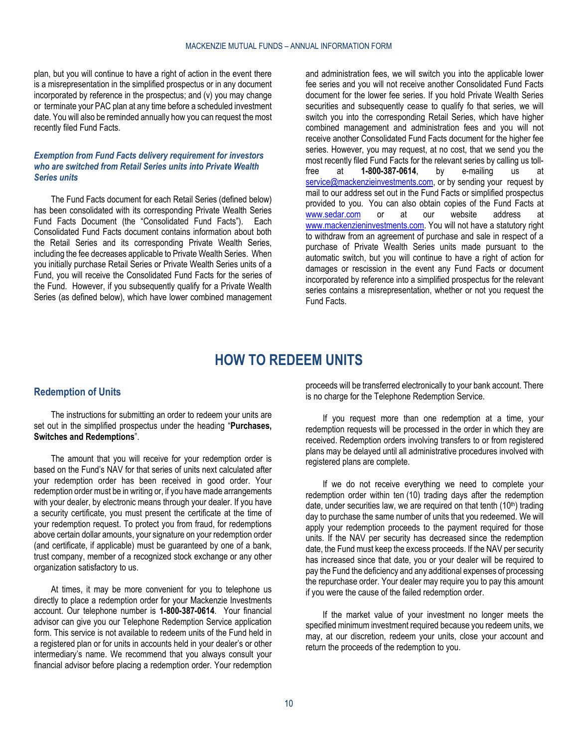plan, but you will continue to have a right of action in the event there is a misrepresentation in the simplified prospectus or in any document incorporated by reference in the prospectus; and (v) you may change or terminate your PAC plan at any time before a scheduled investment date. You will also be reminded annually how you can request the most recently filed Fund Facts.

### *Exemption from Fund Facts delivery requirement for investors who are switched from Retail Series units into Private Wealth Series units*

The Fund Facts document for each Retail Series (defined below) has been consolidated with its corresponding Private Wealth Series Fund Facts Document (the "Consolidated Fund Facts"). Each Consolidated Fund Facts document contains information about both the Retail Series and its corresponding Private Wealth Series, including the fee decreases applicable to Private Wealth Series. When you initially purchase Retail Series or Private Wealth Series units of a Fund, you will receive the Consolidated Fund Facts for the series of the Fund. However, if you subsequently qualify for a Private Wealth Series (as defined below), which have lower combined management and administration fees, we will switch you into the applicable lower fee series and you will not receive another Consolidated Fund Facts document for the lower fee series. If you hold Private Wealth Series securities and subsequently cease to qualify fo that series, we will switch you into the corresponding Retail Series, which have higher combined management and administration fees and you will not receive another Consolidated Fund Facts document for the higher fee series. However, you may request, at no cost, that we send you the most recently filed Fund Facts for the relevant series by calling us toll-free at **1-800-387-0614**, by e-mailing us at service@mackenzieinvestments.com, or by sending your request by mail to our address set out in the Fund Facts or simplified prospectus provided to you. You can also obtain copies of the Fund Facts at www.sedar.com or at our website address at www.mackenzieinvestments.com. You will not have a statutory right to withdraw from an agreement of purchase and sale in respect of a purchase of Private Wealth Series units made pursuant to the automatic switch, but you will continue to have a right of action for damages or rescission in the event any Fund Facts or document incorporated by reference into a simplified prospectus for the relevant series contains a misrepresentation, whether or not you request the Fund Facts.

# HOW TO REDEEM UNITS

## Redemption of Units

The instructions for submitting an order to redeem your units are set out in the simplified prospectus under the heading "**Purchases, Switches and Redemptions**".

The amount that you will receive for your redemption order is based on the Fund's NAV for that series of units next calculated after your redemption order has been received in good order. Your redemption order must be in writing or, if you have made arrangements with your dealer, by electronic means through your dealer. If you have a security certificate, you must present the certificate at the time of your redemption request. To protect you from fraud, for redemptions above certain dollar amounts, your signature on your redemption order (and certificate, if applicable) must be guaranteed by one of a bank, trust company, member of a recognized stock exchange or any other organization satisfactory to us.

At times, it may be more convenient for you to telephone us directly to place a redemption order for your Mackenzie Investments account. Our telephone number is **1-800-387-0614**. Your financial advisor can give you our Telephone Redemption Service application form. This service is not available to redeem units of the Fund held in a registered plan or for units in accounts held in your dealer's or other intermediary's name. We recommend that you always consult your financial advisor before placing a redemption order. Your redemption proceeds will be transferred electronically to your bank account. There is no charge for the Telephone Redemption Service.

If you request more than one redemption at a time, your redemption requests will be processed in the order in which they are received. Redemption orders involving transfers to or from registered plans may be delayed until all administrative procedures involved with registered plans are complete.

If we do not receive everything we need to complete your redemption order within ten (10) trading days after the redemption date, under securities law, we are required on that tenth (10th) trading day to purchase the same number of units that you redeemed. We will apply your redemption proceeds to the payment required for those units. If the NAV per security has decreased since the redemption date, the Fund must keep the excess proceeds. If the NAV per security has increased since that date, you or your dealer will be required to pay the Fund the deficiency and any additional expenses of processing the repurchase order. Your dealer may require you to pay this amount if you were the cause of the failed redemption order.

If the market value of your investment no longer meets the specified minimum investment required because you redeem units, we may, at our discretion, redeem your units, close your account and return the proceeds of the redemption to you.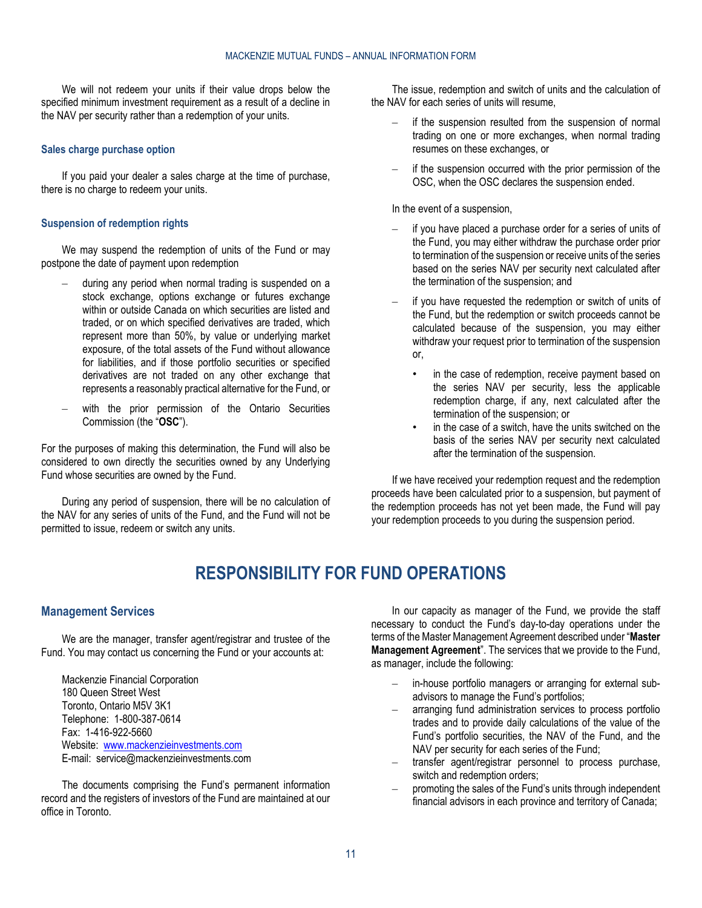We will not redeem your units if their value drops below the specified minimum investment requirement as a result of a decline in the NAV per security rather than a redemption of your units.

### Sales charge purchase option

If you paid your dealer a sales charge at the time of purchase, there is no charge to redeem your units.

### Suspension of redemption rights

We may suspend the redemption of units of the Fund or may postpone the date of payment upon redemption

- during any period when normal trading is suspended on a stock exchange, options exchange or futures exchange within or outside Canada on which securities are listed and traded, or on which specified derivatives are traded, which represent more than 50%, by value or underlying market exposure, of the total assets of the Fund without allowance for liabilities, and if those portfolio securities or specified derivatives are not traded on any other exchange that represents a reasonably practical alternative for the Fund, or
- with the prior permission of the Ontario Securities Commission (the "**OSC**").

For the purposes of making this determination, the Fund will also be considered to own directly the securities owned by any Underlying Fund whose securities are owned by the Fund.

During any period of suspension, there will be no calculation of the NAV for any series of units of the Fund, and the Fund will not be permitted to issue, redeem or switch any units.

The issue, redemption and switch of units and the calculation of the NAV for each series of units will resume,

- if the suspension resulted from the suspension of normal trading on one or more exchanges, when normal trading resumes on these exchanges, or
- if the suspension occurred with the prior permission of the OSC, when the OSC declares the suspension ended.

In the event of a suspension,

- if you have placed a purchase order for a series of units of the Fund, you may either withdraw the purchase order prior to termination of the suspension or receive units of the series based on the series NAV per security next calculated after the termination of the suspension; and
- if you have requested the redemption or switch of units of the Fund, but the redemption or switch proceeds cannot be calculated because of the suspension, you may either withdraw your request prior to termination of the suspension or,
  - in the case of redemption, receive payment based on the series NAV per security, less the applicable redemption charge, if any, next calculated after the termination of the suspension; or
  - in the case of a switch, have the units switched on the basis of the series NAV per security next calculated after the termination of the suspension.

If we have received your redemption request and the redemption proceeds have been calculated prior to a suspension, but payment of the redemption proceeds has not yet been made, the Fund will pay your redemption proceeds to you during the suspension period.

# RESPONSIBILITY FOR FUND OPERATIONS

## Management Services

We are the manager, transfer agent/registrar and trustee of the Fund. You may contact us concerning the Fund or your accounts at:

Mackenzie Financial Corporation
180 Queen Street West
Toronto, Ontario M5V 3K1
Telephone: 1-800-387-0614
Fax: 1-416-922-5660
Website: www.mackenzieinvestments.com
E-mail: service@mackenzieinvestments.com

The documents comprising the Fund's permanent information record and the registers of investors of the Fund are maintained at our office in Toronto.

In our capacity as manager of the Fund, we provide the staff necessary to conduct the Fund's day-to-day operations under the terms of the Master Management Agreement described under "**Master Management Agreement**". The services that we provide to the Fund, as manager, include the following:

- in-house portfolio managers or arranging for external sub-advisors to manage the Fund's portfolios;
- arranging fund administration services to process portfolio trades and to provide daily calculations of the value of the Fund's portfolio securities, the NAV of the Fund, and the NAV per security for each series of the Fund;
- transfer agent/registrar personnel to process purchase, switch and redemption orders;
- promoting the sales of the Fund's units through independent financial advisors in each province and territory of Canada;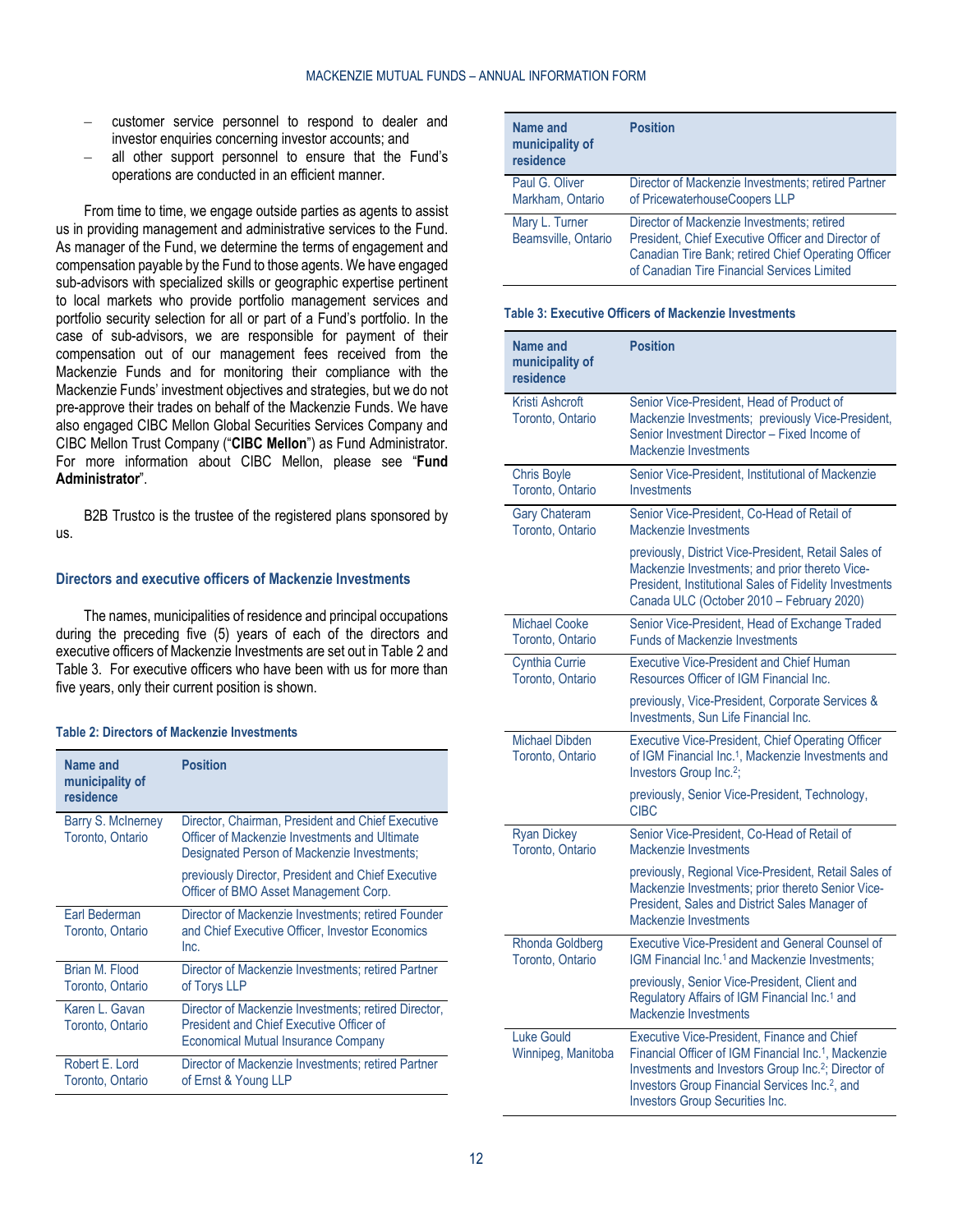- customer service personnel to respond to dealer and investor enquiries concerning investor accounts; and
- all other support personnel to ensure that the Fund's operations are conducted in an efficient manner.

From time to time, we engage outside parties as agents to assist us in providing management and administrative services to the Fund. As manager of the Fund, we determine the terms of engagement and compensation payable by the Fund to those agents. We have engaged sub-advisors with specialized skills or geographic expertise pertinent to local markets who provide portfolio management services and portfolio security selection for all or part of a Fund's portfolio. In the case of sub-advisors, we are responsible for payment of their compensation out of our management fees received from the Mackenzie Funds and for monitoring their compliance with the Mackenzie Funds' investment objectives and strategies, but we do not pre-approve their trades on behalf of the Mackenzie Funds. We have also engaged CIBC Mellon Global Securities Services Company and CIBC Mellon Trust Company ("**CIBC Mellon**") as Fund Administrator. For more information about CIBC Mellon, please see "**Fund Administrator**".

B2B Trustco is the trustee of the registered plans sponsored by us.

### Directors and executive officers of Mackenzie Investments

The names, municipalities of residence and principal occupations during the preceding five (5) years of each of the directors and executive officers of Mackenzie Investments are set out in Table 2 and Table 3. For executive officers who have been with us for more than five years, only their current position is shown.

**Table 2: Directors of Mackenzie Investments**

| Name and municipality of residence | Position |
|---|---|
| Barry S. McInerney<br>Toronto, Ontario | Director, Chairman, President and Chief Executive Officer of Mackenzie Investments and Ultimate Designated Person of Mackenzie Investments;<br><br>previously Director, President and Chief Executive Officer of BMO Asset Management Corp. |
| Earl Bederman<br>Toronto, Ontario | Director of Mackenzie Investments; retired Founder and Chief Executive Officer, Investor Economics Inc. |
| Brian M. Flood<br>Toronto, Ontario | Director of Mackenzie Investments; retired Partner of Torys LLP |
| Karen L. Gavan<br>Toronto, Ontario | Director of Mackenzie Investments; retired Director, President and Chief Executive Officer of Economical Mutual Insurance Company |
| Robert E. Lord<br>Toronto, Ontario | Director of Mackenzie Investments; retired Partner of Ernst & Young LLP |
| Paul G. Oliver<br>Markham, Ontario | Director of Mackenzie Investments; retired Partner of PricewaterhouseCoopers LLP |
| Mary L. Turner<br>Beamsville, Ontario | Director of Mackenzie Investments; retired President, Chief Executive Officer and Director of Canadian Tire Bank; retired Chief Operating Officer of Canadian Tire Financial Services Limited |

**Table 3: Executive Officers of Mackenzie Investments**

| Name and municipality of residence | Position |
|---|---|
| Kristi Ashcroft<br>Toronto, Ontario | Senior Vice-President, Head of Product of Mackenzie Investments; previously Vice-President, Senior Investment Director – Fixed Income of Mackenzie Investments |
| Chris Boyle<br>Toronto, Ontario | Senior Vice-President, Institutional of Mackenzie Investments |
| Gary Chateram<br>Toronto, Ontario | Senior Vice-President, Co-Head of Retail of Mackenzie Investments<br><br>previously, District Vice-President, Retail Sales of Mackenzie Investments; and prior thereto Vice-President, Institutional Sales of Fidelity Investments Canada ULC (October 2010 – February 2020) |
| Michael Cooke<br>Toronto, Ontario | Senior Vice-President, Head of Exchange Traded Funds of Mackenzie Investments |
| Cynthia Currie<br>Toronto, Ontario | Executive Vice-President and Chief Human Resources Officer of IGM Financial Inc.<br><br>previously, Vice-President, Corporate Services & Investments, Sun Life Financial Inc. |
| Michael Dibden<br>Toronto, Ontario | Executive Vice-President, Chief Operating Officer of IGM Financial Inc.[1], Mackenzie Investments and Investors Group Inc.[2];<br><br>previously, Senior Vice-President, Technology, CIBC |
| Ryan Dickey<br>Toronto, Ontario | Senior Vice-President, Co-Head of Retail of Mackenzie Investments<br><br>previously, Regional Vice-President, Retail Sales of Mackenzie Investments; prior thereto Senior Vice-President, Sales and District Sales Manager of Mackenzie Investments |
| Rhonda Goldberg<br>Toronto, Ontario | Executive Vice-President and General Counsel of IGM Financial Inc.[1] and Mackenzie Investments;<br><br>previously, Senior Vice-President, Client and Regulatory Affairs of IGM Financial Inc.[1] and Mackenzie Investments |
| Luke Gould<br>Winnipeg, Manitoba | Executive Vice-President, Finance and Chief Financial Officer of IGM Financial Inc.[1], Mackenzie Investments and Investors Group Inc.[2]; Director of Investors Group Financial Services Inc.[2], and Investors Group Securities Inc. |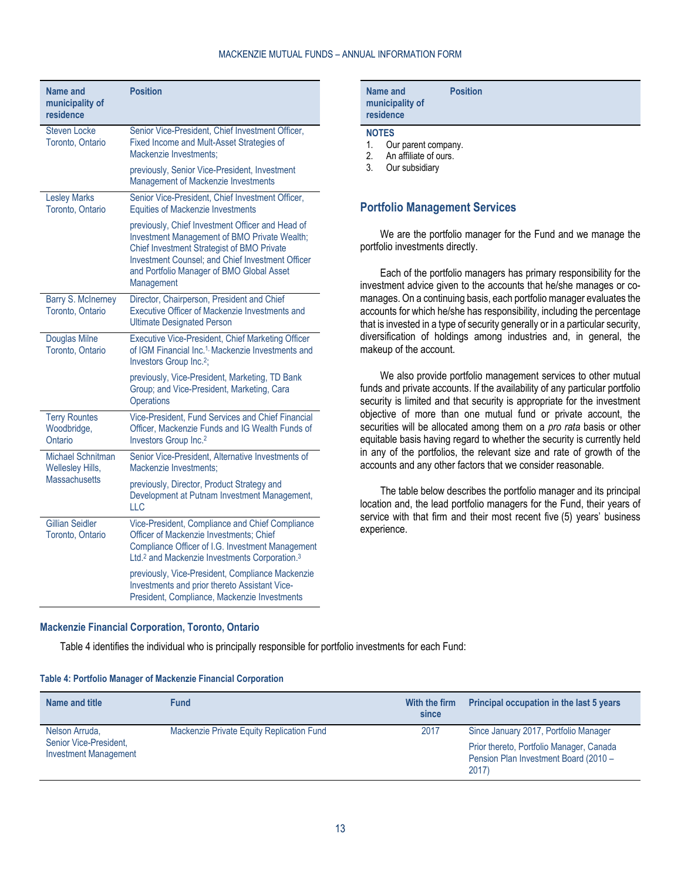| Name and municipality of residence | Position |
|---|---|
| Steven Locke<br>Toronto, Ontario | Senior Vice-President, Chief Investment Officer, Fixed Income and Mult-Asset Strategies of Mackenzie Investments;<br><br>previously, Senior Vice-President, Investment Management of Mackenzie Investments |
| Lesley Marks<br>Toronto, Ontario | Senior Vice-President, Chief Investment Officer, Equities of Mackenzie Investments<br><br>previously, Chief Investment Officer and Head of Investment Management of BMO Private Wealth; Chief Investment Strategist of BMO Private Investment Counsel; and Chief Investment Officer and Portfolio Manager of BMO Global Asset Management |
| Barry S. McInerney<br>Toronto, Ontario | Director, Chairperson, President and Chief Executive Officer of Mackenzie Investments and Ultimate Designated Person |
| Douglas Milne<br>Toronto, Ontario | Executive Vice-President, Chief Marketing Officer of IGM Financial Inc.[1], Mackenzie Investments and Investors Group Inc.[2];<br><br>previously, Vice-President, Marketing, TD Bank Group; and Vice-President, Marketing, Cara Operations |
| Terry Rountes<br>Woodbridge, Ontario | Vice-President, Fund Services and Chief Financial Officer, Mackenzie Funds and IG Wealth Funds of Investors Group Inc.[2] |
| Michael Schnitman<br>Wellesley Hills, Massachusetts | Senior Vice-President, Alternative Investments of Mackenzie Investments;<br><br>previously, Director, Product Strategy and Development at Putnam Investment Management, LLC |
| Gillian Seidler<br>Toronto, Ontario | Vice-President, Compliance and Chief Compliance Officer of Mackenzie Investments; Chief Compliance Officer of I.G. Investment Management Ltd.[2] and Mackenzie Investments Corporation.[3]<br><br>previously, Vice-President, Compliance Mackenzie Investments and prior thereto Assistant Vice-President, Compliance, Mackenzie Investments |

**NOTES**

1. Our parent company.
2. An affiliate of ours.
3. Our subsidiary

## Portfolio Management Services

We are the portfolio manager for the Fund and we manage the portfolio investments directly.

Each of the portfolio managers has primary responsibility for the investment advice given to the accounts that he/she manages or co-manages. On a continuing basis, each portfolio manager evaluates the accounts for which he/she has responsibility, including the percentage that is invested in a type of security generally or in a particular security, diversification of holdings among industries and, in general, the makeup of the account.

We also provide portfolio management services to other mutual funds and private accounts. If the availability of any particular portfolio security is limited and that security is appropriate for the investment objective of more than one mutual fund or private account, the securities will be allocated among them on a *pro rata* basis or other equitable basis having regard to whether the security is currently held in any of the portfolios, the relevant size and rate of growth of the accounts and any other factors that we consider reasonable.

The table below describes the portfolio manager and its principal location and, the lead portfolio managers for the Fund, their years of service with that firm and their most recent five (5) years' business experience.

### Mackenzie Financial Corporation, Toronto, Ontario

Table 4 identifies the individual who is principally responsible for portfolio investments for each Fund:

**Table 4: Portfolio Manager of Mackenzie Financial Corporation**

| Name and title | Fund | With the firm since | Principal occupation in the last 5 years |
|---|---|---|---|
| Nelson Arruda,<br>Senior Vice-President, Investment Management | Mackenzie Private Equity Replication Fund | 2017 | Since January 2017, Portfolio Manager<br><br>Prior thereto, Portfolio Manager, Canada Pension Plan Investment Board (2010 – 2017) |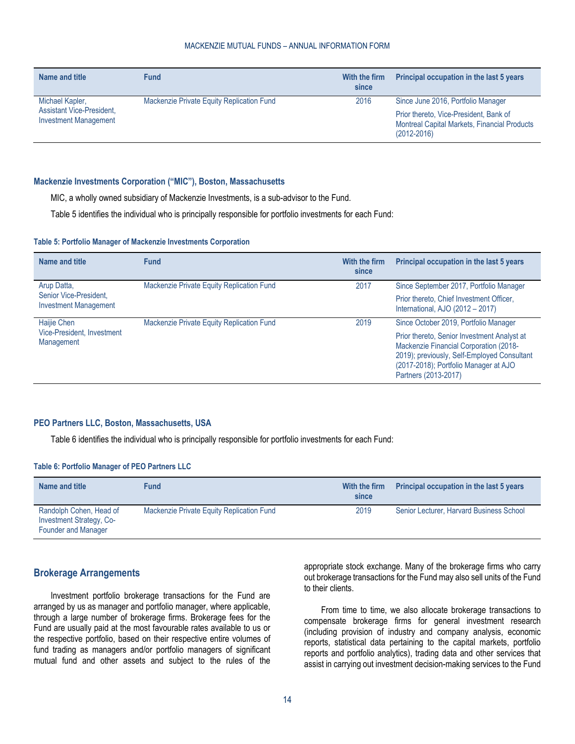| Name and title | Fund | With the firm since | Principal occupation in the last 5 years |
|---|---|---|---|
| Michael Kapler, Assistant Vice-President, Investment Management | Mackenzie Private Equity Replication Fund | 2016 | Since June 2016, Portfolio Manager<br>Prior thereto, Vice-President, Bank of Montreal Capital Markets, Financial Products (2012-2016) |

### Mackenzie Investments Corporation ("MIC"), Boston, Massachusetts

MIC, a wholly owned subsidiary of Mackenzie Investments, is a sub-advisor to the Fund.

Table 5 identifies the individual who is principally responsible for portfolio investments for each Fund:

**Table 5: Portfolio Manager of Mackenzie Investments Corporation**

| Name and title | Fund | With the firm since | Principal occupation in the last 5 years |
|---|---|---|---|
| Arup Datta, Senior Vice-President, Investment Management | Mackenzie Private Equity Replication Fund | 2017 | Since September 2017, Portfolio Manager<br>Prior thereto, Chief Investment Officer, International, AJO (2012 – 2017) |
| Haijie Chen Vice-President, Investment Management | Mackenzie Private Equity Replication Fund | 2019 | Since October 2019, Portfolio Manager<br>Prior thereto, Senior Investment Analyst at Mackenzie Financial Corporation (2018-2019); previously, Self-Employed Consultant (2017-2018); Portfolio Manager at AJO Partners (2013-2017) |

### PEO Partners LLC, Boston, Massachusetts, USA

Table 6 identifies the individual who is principally responsible for portfolio investments for each Fund:

**Table 6: Portfolio Manager of PEO Partners LLC**

| Name and title | Fund | With the firm since | Principal occupation in the last 5 years |
|---|---|---|---|
| Randolph Cohen, Head of Investment Strategy, Co-Founder and Manager | Mackenzie Private Equity Replication Fund | 2019 | Senior Lecturer, Harvard Business School |

## Brokerage Arrangements

Investment portfolio brokerage transactions for the Fund are arranged by us as manager and portfolio manager, where applicable, through a large number of brokerage firms. Brokerage fees for the Fund are usually paid at the most favourable rates available to us or the respective portfolio, based on their respective entire volumes of fund trading as managers and/or portfolio managers of significant mutual fund and other assets and subject to the rules of the appropriate stock exchange. Many of the brokerage firms who carry out brokerage transactions for the Fund may also sell units of the Fund to their clients.

From time to time, we also allocate brokerage transactions to compensate brokerage firms for general investment research (including provision of industry and company analysis, economic reports, statistical data pertaining to the capital markets, portfolio reports and portfolio analytics), trading data and other services that assist in carrying out investment decision-making services to the Fund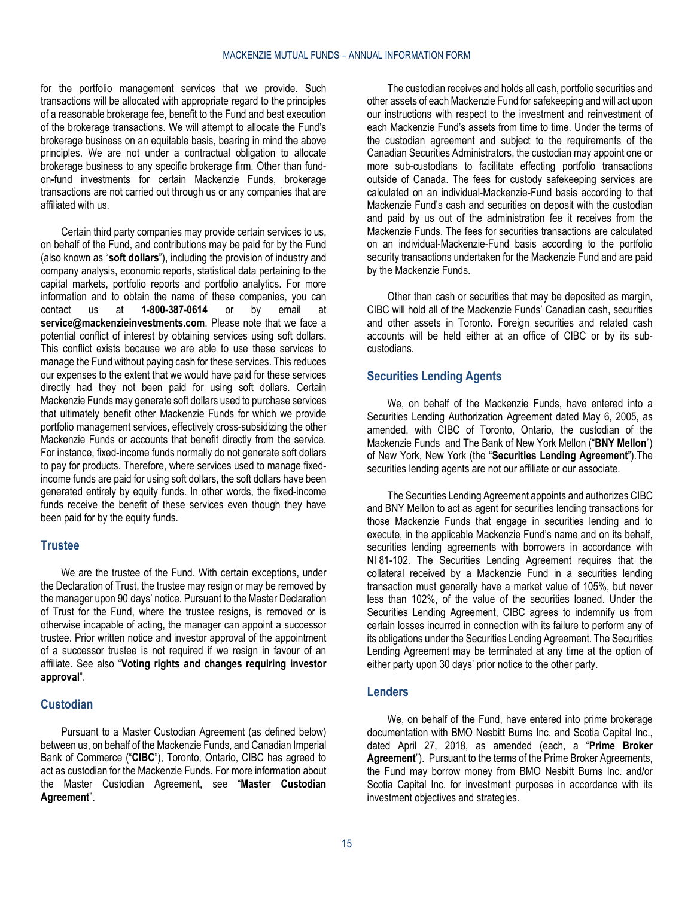for the portfolio management services that we provide. Such transactions will be allocated with appropriate regard to the principles of a reasonable brokerage fee, benefit to the Fund and best execution of the brokerage transactions. We will attempt to allocate the Fund's brokerage business on an equitable basis, bearing in mind the above principles. We are not under a contractual obligation to allocate brokerage business to any specific brokerage firm. Other than fund-on-fund investments for certain Mackenzie Funds, brokerage transactions are not carried out through us or any companies that are affiliated with us.

Certain third party companies may provide certain services to us, on behalf of the Fund, and contributions may be paid for by the Fund (also known as "**soft dollars**"), including the provision of industry and company analysis, economic reports, statistical data pertaining to the capital markets, portfolio reports and portfolio analytics. For more information and to obtain the name of these companies, you can contact us at **1-800-387-0614** or by email at **service@mackenzieinvestments.com**. Please note that we face a potential conflict of interest by obtaining services using soft dollars. This conflict exists because we are able to use these services to manage the Fund without paying cash for these services. This reduces our expenses to the extent that we would have paid for these services directly had they not been paid for using soft dollars. Certain Mackenzie Funds may generate soft dollars used to purchase services that ultimately benefit other Mackenzie Funds for which we provide portfolio management services, effectively cross-subsidizing the other Mackenzie Funds or accounts that benefit directly from the service. For instance, fixed-income funds normally do not generate soft dollars to pay for products. Therefore, where services used to manage fixed-income funds are paid for using soft dollars, the soft dollars have been generated entirely by equity funds. In other words, the fixed-income funds receive the benefit of these services even though they have been paid for by the equity funds.

## Trustee

We are the trustee of the Fund. With certain exceptions, under the Declaration of Trust, the trustee may resign or may be removed by the manager upon 90 days' notice. Pursuant to the Master Declaration of Trust for the Fund, where the trustee resigns, is removed or is otherwise incapable of acting, the manager can appoint a successor trustee. Prior written notice and investor approval of the appointment of a successor trustee is not required if we resign in favour of an affiliate. See also "**Voting rights and changes requiring investor approval**".

## Custodian

Pursuant to a Master Custodian Agreement (as defined below) between us, on behalf of the Mackenzie Funds, and Canadian Imperial Bank of Commerce ("**CIBC**"), Toronto, Ontario, CIBC has agreed to act as custodian for the Mackenzie Funds. For more information about the Master Custodian Agreement, see "**Master Custodian Agreement**".

The custodian receives and holds all cash, portfolio securities and other assets of each Mackenzie Fund for safekeeping and will act upon our instructions with respect to the investment and reinvestment of each Mackenzie Fund's assets from time to time. Under the terms of the custodian agreement and subject to the requirements of the Canadian Securities Administrators, the custodian may appoint one or more sub-custodians to facilitate effecting portfolio transactions outside of Canada. The fees for custody safekeeping services are calculated on an individual-Mackenzie-Fund basis according to that Mackenzie Fund's cash and securities on deposit with the custodian and paid by us out of the administration fee it receives from the Mackenzie Funds. The fees for securities transactions are calculated on an individual-Mackenzie-Fund basis according to the portfolio security transactions undertaken for the Mackenzie Fund and are paid by the Mackenzie Funds.

Other than cash or securities that may be deposited as margin, CIBC will hold all of the Mackenzie Funds' Canadian cash, securities and other assets in Toronto. Foreign securities and related cash accounts will be held either at an office of CIBC or by its sub-custodians.

## Securities Lending Agents

We, on behalf of the Mackenzie Funds, have entered into a Securities Lending Authorization Agreement dated May 6, 2005, as amended, with CIBC of Toronto, Ontario, the custodian of the Mackenzie Funds and The Bank of New York Mellon ("**BNY Mellon**") of New York, New York (the "**Securities Lending Agreement**").The securities lending agents are not our affiliate or our associate.

The Securities Lending Agreement appoints and authorizes CIBC and BNY Mellon to act as agent for securities lending transactions for those Mackenzie Funds that engage in securities lending and to execute, in the applicable Mackenzie Fund's name and on its behalf, securities lending agreements with borrowers in accordance with NI 81-102. The Securities Lending Agreement requires that the collateral received by a Mackenzie Fund in a securities lending transaction must generally have a market value of 105%, but never less than 102%, of the value of the securities loaned. Under the Securities Lending Agreement, CIBC agrees to indemnify us from certain losses incurred in connection with its failure to perform any of its obligations under the Securities Lending Agreement. The Securities Lending Agreement may be terminated at any time at the option of either party upon 30 days' prior notice to the other party.

## Lenders

We, on behalf of the Fund, have entered into prime brokerage documentation with BMO Nesbitt Burns Inc. and Scotia Capital Inc., dated April 27, 2018, as amended (each, a "**Prime Broker Agreement**"). Pursuant to the terms of the Prime Broker Agreements, the Fund may borrow money from BMO Nesbitt Burns Inc. and/or Scotia Capital Inc. for investment purposes in accordance with its investment objectives and strategies.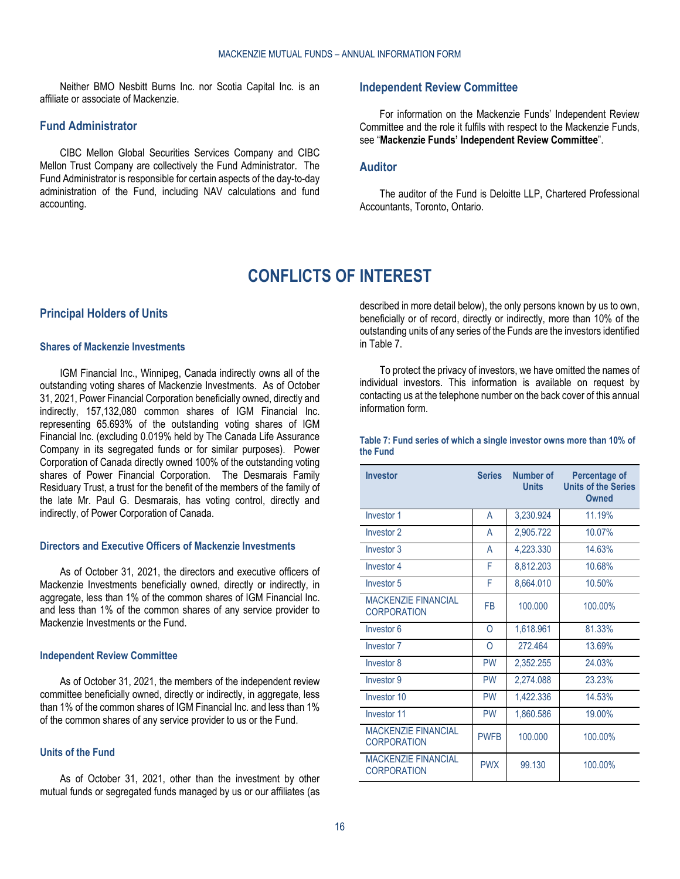Neither BMO Nesbitt Burns Inc. nor Scotia Capital Inc. is an affiliate or associate of Mackenzie.

### Fund Administrator

CIBC Mellon Global Securities Services Company and CIBC Mellon Trust Company are collectively the Fund Administrator. The Fund Administrator is responsible for certain aspects of the day-to-day administration of the Fund, including NAV calculations and fund accounting.

### Independent Review Committee

For information on the Mackenzie Funds' Independent Review Committee and the role it fulfils with respect to the Mackenzie Funds, see "**Mackenzie Funds' Independent Review Committee**".

### Auditor

The auditor of the Fund is Deloitte LLP, Chartered Professional Accountants, Toronto, Ontario.

# CONFLICTS OF INTEREST

## Principal Holders of Units

#### Shares of Mackenzie Investments

IGM Financial Inc., Winnipeg, Canada indirectly owns all of the outstanding voting shares of Mackenzie Investments. As of October 31, 2021, Power Financial Corporation beneficially owned, directly and indirectly, 157,132,080 common shares of IGM Financial Inc. representing 65.693% of the outstanding voting shares of IGM Financial Inc. (excluding 0.019% held by The Canada Life Assurance Company in its segregated funds or for similar purposes). Power Corporation of Canada directly owned 100% of the outstanding voting shares of Power Financial Corporation. The Desmarais Family Residuary Trust, a trust for the benefit of the members of the family of the late Mr. Paul G. Desmarais, has voting control, directly and indirectly, of Power Corporation of Canada.

#### Directors and Executive Officers of Mackenzie Investments

As of October 31, 2021, the directors and executive officers of Mackenzie Investments beneficially owned, directly or indirectly, in aggregate, less than 1% of the common shares of IGM Financial Inc. and less than 1% of the common shares of any service provider to Mackenzie Investments or the Fund.

#### Independent Review Committee

As of October 31, 2021, the members of the independent review committee beneficially owned, directly or indirectly, in aggregate, less than 1% of the common shares of IGM Financial Inc. and less than 1% of the common shares of any service provider to us or the Fund.

#### Units of the Fund

As of October 31, 2021, other than the investment by other mutual funds or segregated funds managed by us or our affiliates (as described in more detail below), the only persons known by us to own, beneficially or of record, directly or indirectly, more than 10% of the outstanding units of any series of the Funds are the investors identified in Table 7.

To protect the privacy of investors, we have omitted the names of individual investors. This information is available on request by contacting us at the telephone number on the back cover of this annual information form.

**Table 7: Fund series of which a single investor owns more than 10% of the Fund**

| Investor | Series | Number of Units | Percentage of Units of the Series Owned |
|---|---|---|---|
| Investor 1 | A | 3,230.924 | 11.19% |
| Investor 2 | A | 2,905.722 | 10.07% |
| Investor 3 | A | 4,223.330 | 14.63% |
| Investor 4 | F | 8,812.203 | 10.68% |
| Investor 5 | F | 8,664.010 | 10.50% |
| MACKENZIE FINANCIAL CORPORATION | FB | 100.000 | 100.00% |
| Investor 6 | O | 1,618.961 | 81.33% |
| Investor 7 | O | 272.464 | 13.69% |
| Investor 8 | PW | 2,352.255 | 24.03% |
| Investor 9 | PW | 2,274.088 | 23.23% |
| Investor 10 | PW | 1,422.336 | 14.53% |
| Investor 11 | PW | 1,860.586 | 19.00% |
| MACKENZIE FINANCIAL CORPORATION | PWFB | 100.000 | 100.00% |
| MACKENZIE FINANCIAL CORPORATION | PWX | 99.130 | 100.00% |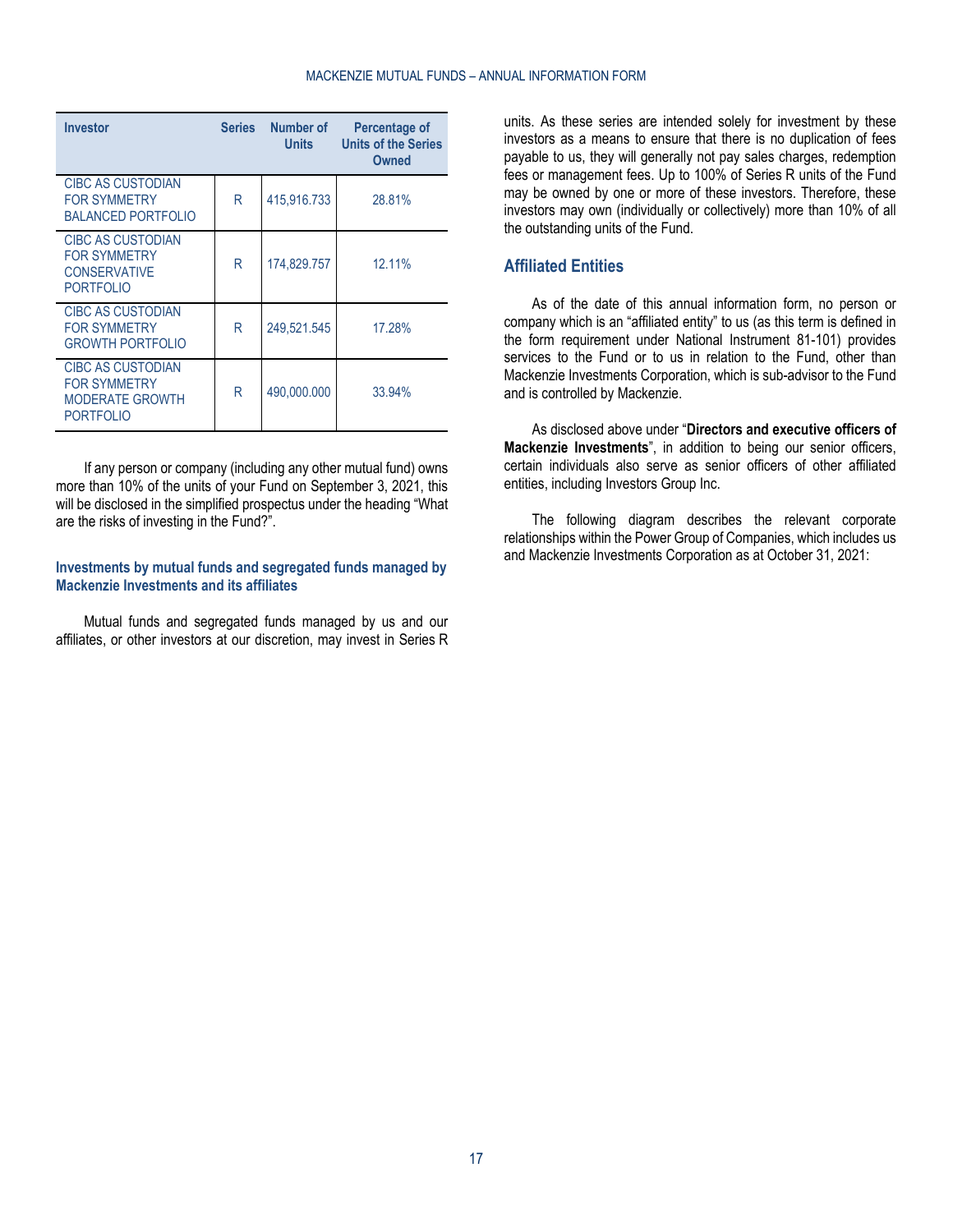| Investor | Series | Number of Units | Percentage of Units of the Series Owned |
|---|---|---|---|
| CIBC AS CUSTODIAN FOR SYMMETRY BALANCED PORTFOLIO | R | 415,916.733 | 28.81% |
| CIBC AS CUSTODIAN FOR SYMMETRY CONSERVATIVE PORTFOLIO | R | 174,829.757 | 12.11% |
| CIBC AS CUSTODIAN FOR SYMMETRY GROWTH PORTFOLIO | R | 249,521.545 | 17.28% |
| CIBC AS CUSTODIAN FOR SYMMETRY MODERATE GROWTH PORTFOLIO | R | 490,000.000 | 33.94% |

If any person or company (including any other mutual fund) owns more than 10% of the units of your Fund on September 3, 2021, this will be disclosed in the simplified prospectus under the heading "What are the risks of investing in the Fund?".

### Investments by mutual funds and segregated funds managed by Mackenzie Investments and its affiliates

Mutual funds and segregated funds managed by us and our affiliates, or other investors at our discretion, may invest in Series R units. As these series are intended solely for investment by these investors as a means to ensure that there is no duplication of fees payable to us, they will generally not pay sales charges, redemption fees or management fees. Up to 100% of Series R units of the Fund may be owned by one or more of these investors. Therefore, these investors may own (individually or collectively) more than 10% of all the outstanding units of the Fund.

## Affiliated Entities

As of the date of this annual information form, no person or company which is an "affiliated entity" to us (as this term is defined in the form requirement under National Instrument 81-101) provides services to the Fund or to us in relation to the Fund, other than Mackenzie Investments Corporation, which is sub-advisor to the Fund and is controlled by Mackenzie.

As disclosed above under "**Directors and executive officers of Mackenzie Investments**", in addition to being our senior officers, certain individuals also serve as senior officers of other affiliated entities, including Investors Group Inc.

The following diagram describes the relevant corporate relationships within the Power Group of Companies, which includes us and Mackenzie Investments Corporation as at October 31, 2021: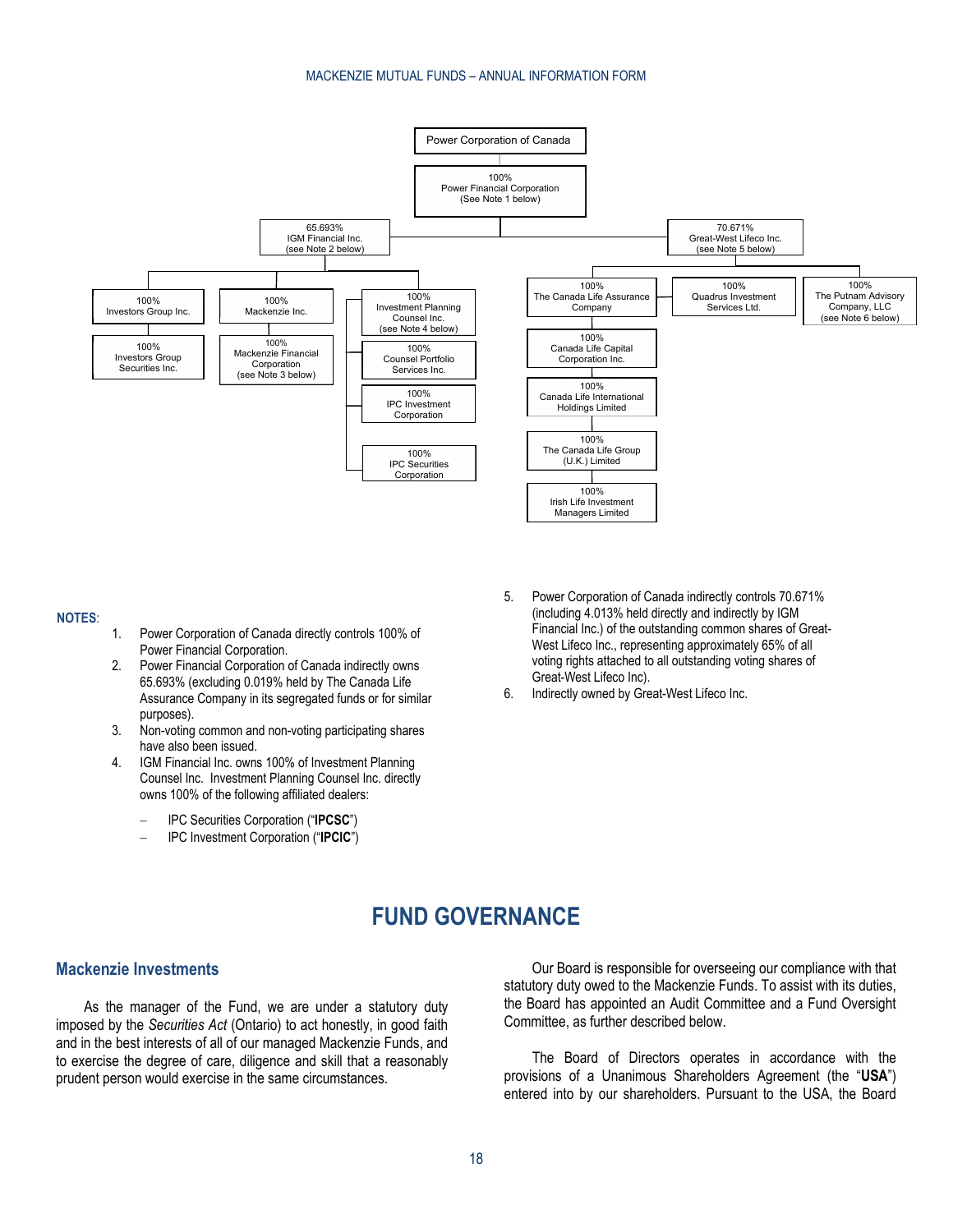Power Corporation of Canada

- 100% Power Financial Corporation (See Note 1 below)
  - 65.693% IGM Financial Inc. (see Note 2 below)
    - 100% Investors Group Inc.
      - 100% Investors Group Securities Inc.
    - 100% Mackenzie Inc.
      - 100% Mackenzie Financial Corporation (see Note 3 below)
    - 100% Investment Planning Counsel Inc. (see Note 4 below)
      - 100% Counsel Portfolio Services Inc.
      - 100% IPC Investment Corporation
      - 100% IPC Securities Corporation
  - 70.671% Great-West Lifeco Inc. (see Note 5 below)
    - 100% The Canada Life Assurance Company
      - 100% Canada Life Capital Corporation Inc.
        - 100% Canada Life International Holdings Limited
          - 100% The Canada Life Group (U.K.) Limited
            - 100% Irish Life Investment Managers Limited
    - 100% Quadrus Investment Services Ltd.
    - 100% The Putnam Advisory Company, LLC (see Note 6 below)

**NOTES**:

1. Power Corporation of Canada directly controls 100% of Power Financial Corporation.
2. Power Financial Corporation of Canada indirectly owns 65.693% (excluding 0.019% held by The Canada Life Assurance Company in its segregated funds or for similar purposes).
3. Non-voting common and non-voting participating shares have also been issued.
4. IGM Financial Inc. owns 100% of Investment Planning Counsel Inc. Investment Planning Counsel Inc. directly owns 100% of the following affiliated dealers:
   - IPC Securities Corporation ("**IPCSC**")
   - IPC Investment Corporation ("**IPCIC**")
5. Power Corporation of Canada indirectly controls 70.671% (including 4.013% held directly and indirectly by IGM Financial Inc.) of the outstanding common shares of Great-West Lifeco Inc., representing approximately 65% of all voting rights attached to all outstanding voting shares of Great-West Lifeco Inc).
6. Indirectly owned by Great-West Lifeco Inc.

# FUND GOVERNANCE

## Mackenzie Investments

As the manager of the Fund, we are under a statutory duty imposed by the *Securities Act* (Ontario) to act honestly, in good faith and in the best interests of all of our managed Mackenzie Funds, and to exercise the degree of care, diligence and skill that a reasonably prudent person would exercise in the same circumstances.

Our Board is responsible for overseeing our compliance with that statutory duty owed to the Mackenzie Funds. To assist with its duties, the Board has appointed an Audit Committee and a Fund Oversight Committee, as further described below.

The Board of Directors operates in accordance with the provisions of a Unanimous Shareholders Agreement (the "**USA**") entered into by our shareholders. Pursuant to the USA, the Board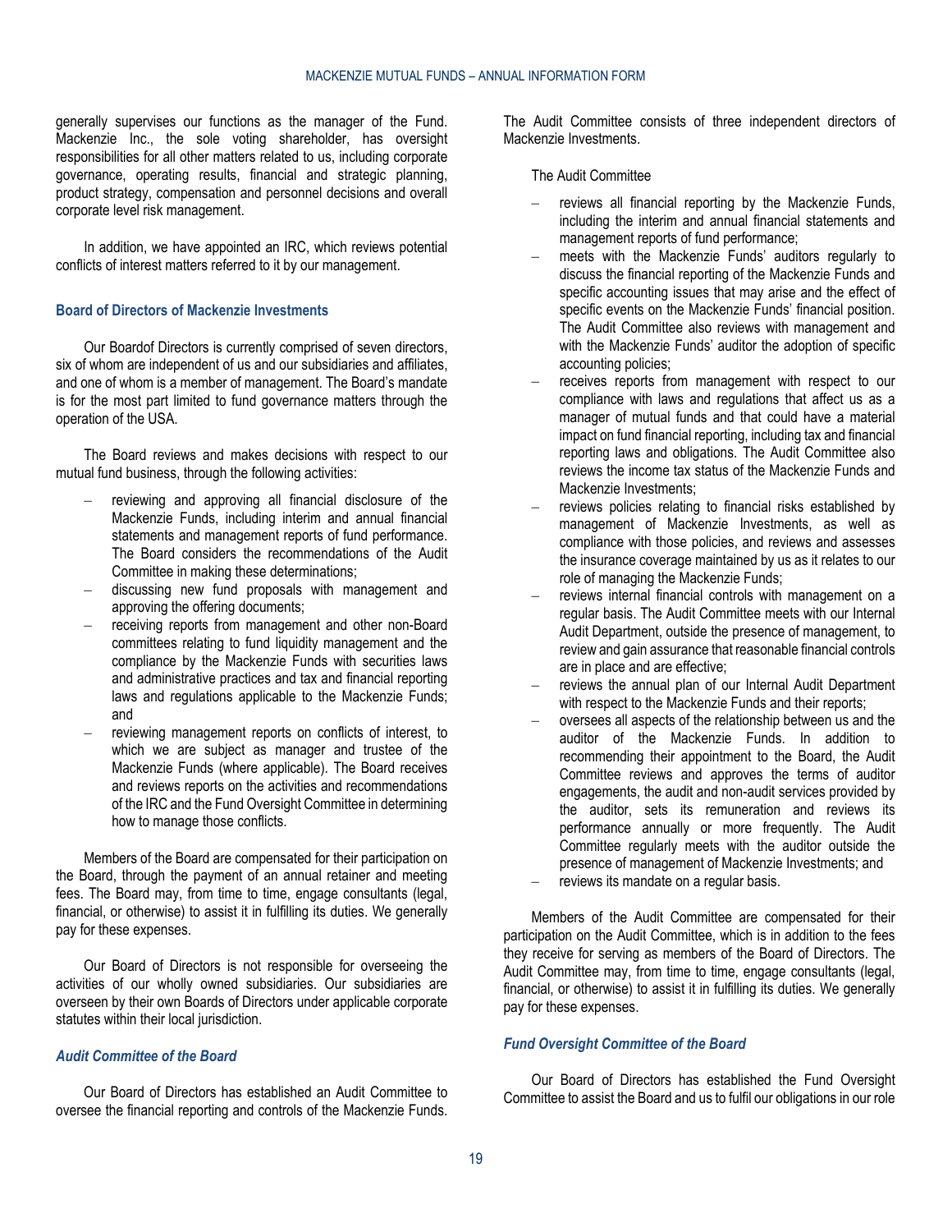generally supervises our functions as the manager of the Fund. Mackenzie Inc., the sole voting shareholder, has oversight responsibilities for all other matters related to us, including corporate governance, operating results, financial and strategic planning, product strategy, compensation and personnel decisions and overall corporate level risk management.

In addition, we have appointed an IRC, which reviews potential conflicts of interest matters referred to it by our management.

### Board of Directors of Mackenzie Investments

Our Boardof Directors is currently comprised of seven directors, six of whom are independent of us and our subsidiaries and affiliates, and one of whom is a member of management. The Board's mandate is for the most part limited to fund governance matters through the operation of the USA.

The Board reviews and makes decisions with respect to our mutual fund business, through the following activities:

- reviewing and approving all financial disclosure of the Mackenzie Funds, including interim and annual financial statements and management reports of fund performance. The Board considers the recommendations of the Audit Committee in making these determinations;
- discussing new fund proposals with management and approving the offering documents;
- receiving reports from management and other non-Board committees relating to fund liquidity management and the compliance by the Mackenzie Funds with securities laws and administrative practices and tax and financial reporting laws and regulations applicable to the Mackenzie Funds; and
- reviewing management reports on conflicts of interest, to which we are subject as manager and trustee of the Mackenzie Funds (where applicable). The Board receives and reviews reports on the activities and recommendations of the IRC and the Fund Oversight Committee in determining how to manage those conflicts.

Members of the Board are compensated for their participation on the Board, through the payment of an annual retainer and meeting fees. The Board may, from time to time, engage consultants (legal, financial, or otherwise) to assist it in fulfilling its duties. We generally pay for these expenses.

Our Board of Directors is not responsible for overseeing the activities of our wholly owned subsidiaries. Our subsidiaries are overseen by their own Boards of Directors under applicable corporate statutes within their local jurisdiction.

#### *Audit Committee of the Board*

Our Board of Directors has established an Audit Committee to oversee the financial reporting and controls of the Mackenzie Funds. The Audit Committee consists of three independent directors of Mackenzie Investments.

The Audit Committee

- reviews all financial reporting by the Mackenzie Funds, including the interim and annual financial statements and management reports of fund performance;
- meets with the Mackenzie Funds' auditors regularly to discuss the financial reporting of the Mackenzie Funds and specific accounting issues that may arise and the effect of specific events on the Mackenzie Funds' financial position. The Audit Committee also reviews with management and with the Mackenzie Funds' auditor the adoption of specific accounting policies;
- receives reports from management with respect to our compliance with laws and regulations that affect us as a manager of mutual funds and that could have a material impact on fund financial reporting, including tax and financial reporting laws and obligations. The Audit Committee also reviews the income tax status of the Mackenzie Funds and Mackenzie Investments;
- reviews policies relating to financial risks established by management of Mackenzie Investments, as well as compliance with those policies, and reviews and assesses the insurance coverage maintained by us as it relates to our role of managing the Mackenzie Funds;
- reviews internal financial controls with management on a regular basis. The Audit Committee meets with our Internal Audit Department, outside the presence of management, to review and gain assurance that reasonable financial controls are in place and are effective;
- reviews the annual plan of our Internal Audit Department with respect to the Mackenzie Funds and their reports;
- oversees all aspects of the relationship between us and the auditor of the Mackenzie Funds. In addition to recommending their appointment to the Board, the Audit Committee reviews and approves the terms of auditor engagements, the audit and non-audit services provided by the auditor, sets its remuneration and reviews its performance annually or more frequently. The Audit Committee regularly meets with the auditor outside the presence of management of Mackenzie Investments; and
- reviews its mandate on a regular basis.

Members of the Audit Committee are compensated for their participation on the Audit Committee, which is in addition to the fees they receive for serving as members of the Board of Directors. The Audit Committee may, from time to time, engage consultants (legal, financial, or otherwise) to assist it in fulfilling its duties. We generally pay for these expenses.

#### *Fund Oversight Committee of the Board*

Our Board of Directors has established the Fund Oversight Committee to assist the Board and us to fulfil our obligations in our role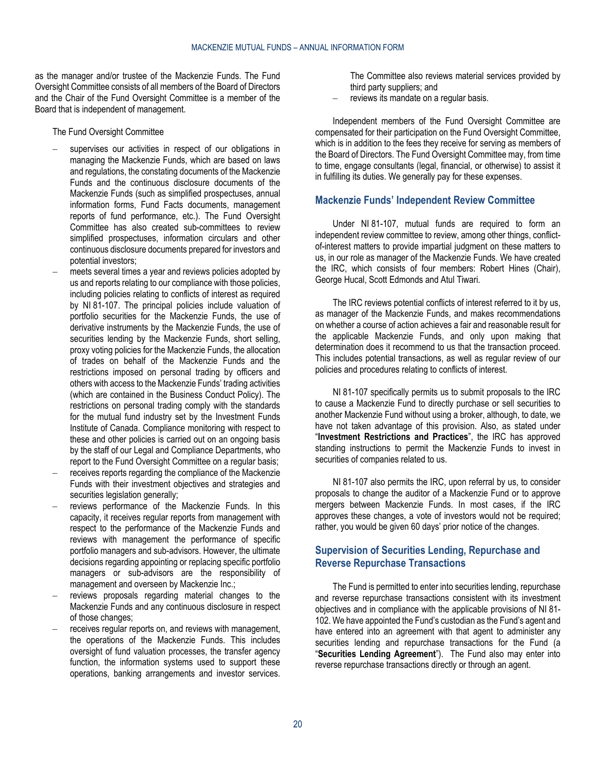as the manager and/or trustee of the Mackenzie Funds. The Fund Oversight Committee consists of all members of the Board of Directors and the Chair of the Fund Oversight Committee is a member of the Board that is independent of management.

The Fund Oversight Committee

- supervises our activities in respect of our obligations in managing the Mackenzie Funds, which are based on laws and regulations, the constating documents of the Mackenzie Funds and the continuous disclosure documents of the Mackenzie Funds (such as simplified prospectuses, annual information forms, Fund Facts documents, management reports of fund performance, etc.). The Fund Oversight Committee has also created sub-committees to review simplified prospectuses, information circulars and other continuous disclosure documents prepared for investors and potential investors;
- meets several times a year and reviews policies adopted by us and reports relating to our compliance with those policies, including policies relating to conflicts of interest as required by NI 81-107. The principal policies include valuation of portfolio securities for the Mackenzie Funds, the use of derivative instruments by the Mackenzie Funds, the use of securities lending by the Mackenzie Funds, short selling, proxy voting policies for the Mackenzie Funds, the allocation of trades on behalf of the Mackenzie Funds and the restrictions imposed on personal trading by officers and others with access to the Mackenzie Funds' trading activities (which are contained in the Business Conduct Policy). The restrictions on personal trading comply with the standards for the mutual fund industry set by the Investment Funds Institute of Canada. Compliance monitoring with respect to these and other policies is carried out on an ongoing basis by the staff of our Legal and Compliance Departments, who report to the Fund Oversight Committee on a regular basis;
- receives reports regarding the compliance of the Mackenzie Funds with their investment objectives and strategies and securities legislation generally;
- reviews performance of the Mackenzie Funds. In this capacity, it receives regular reports from management with respect to the performance of the Mackenzie Funds and reviews with management the performance of specific portfolio managers and sub-advisors. However, the ultimate decisions regarding appointing or replacing specific portfolio managers or sub-advisors are the responsibility of management and overseen by Mackenzie Inc.;
- reviews proposals regarding material changes to the Mackenzie Funds and any continuous disclosure in respect of those changes;
- receives regular reports on, and reviews with management, the operations of the Mackenzie Funds. This includes oversight of fund valuation processes, the transfer agency function, the information systems used to support these operations, banking arrangements and investor services. The Committee also reviews material services provided by third party suppliers; and
- reviews its mandate on a regular basis.

Independent members of the Fund Oversight Committee are compensated for their participation on the Fund Oversight Committee, which is in addition to the fees they receive for serving as members of the Board of Directors. The Fund Oversight Committee may, from time to time, engage consultants (legal, financial, or otherwise) to assist it in fulfilling its duties. We generally pay for these expenses.

## Mackenzie Funds' Independent Review Committee

Under NI 81-107, mutual funds are required to form an independent review committee to review, among other things, conflict-of-interest matters to provide impartial judgment on these matters to us, in our role as manager of the Mackenzie Funds. We have created the IRC, which consists of four members: Robert Hines (Chair), George Hucal, Scott Edmonds and Atul Tiwari.

The IRC reviews potential conflicts of interest referred to it by us, as manager of the Mackenzie Funds, and makes recommendations on whether a course of action achieves a fair and reasonable result for the applicable Mackenzie Funds, and only upon making that determination does it recommend to us that the transaction proceed. This includes potential transactions, as well as regular review of our policies and procedures relating to conflicts of interest.

NI 81-107 specifically permits us to submit proposals to the IRC to cause a Mackenzie Fund to directly purchase or sell securities to another Mackenzie Fund without using a broker, although, to date, we have not taken advantage of this provision. Also, as stated under "**Investment Restrictions and Practices**", the IRC has approved standing instructions to permit the Mackenzie Funds to invest in securities of companies related to us.

NI 81-107 also permits the IRC, upon referral by us, to consider proposals to change the auditor of a Mackenzie Fund or to approve mergers between Mackenzie Funds. In most cases, if the IRC approves these changes, a vote of investors would not be required; rather, you would be given 60 days' prior notice of the changes.

## Supervision of Securities Lending, Repurchase and Reverse Repurchase Transactions

The Fund is permitted to enter into securities lending, repurchase and reverse repurchase transactions consistent with its investment objectives and in compliance with the applicable provisions of NI 81-102. We have appointed the Fund's custodian as the Fund's agent and have entered into an agreement with that agent to administer any securities lending and repurchase transactions for the Fund (a "**Securities Lending Agreement**"). The Fund also may enter into reverse repurchase transactions directly or through an agent.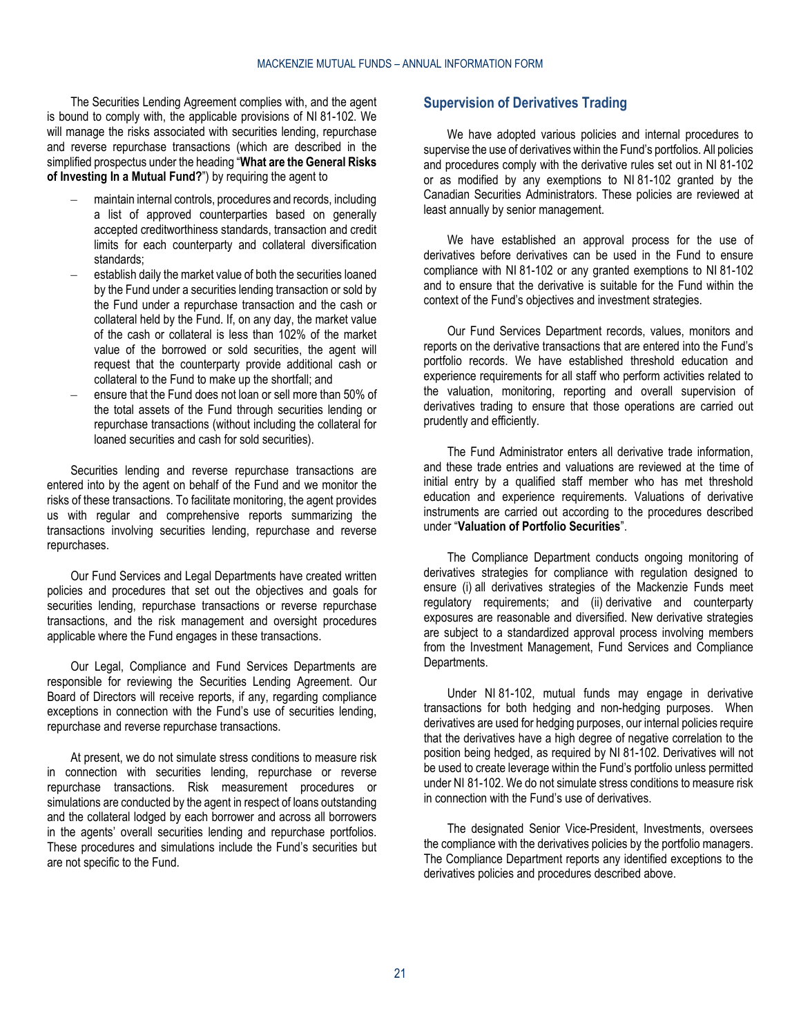The Securities Lending Agreement complies with, and the agent is bound to comply with, the applicable provisions of NI 81-102. We will manage the risks associated with securities lending, repurchase and reverse repurchase transactions (which are described in the simplified prospectus under the heading "**What are the General Risks of Investing In a Mutual Fund?**") by requiring the agent to

- maintain internal controls, procedures and records, including a list of approved counterparties based on generally accepted creditworthiness standards, transaction and credit limits for each counterparty and collateral diversification standards;
- establish daily the market value of both the securities loaned by the Fund under a securities lending transaction or sold by the Fund under a repurchase transaction and the cash or collateral held by the Fund. If, on any day, the market value of the cash or collateral is less than 102% of the market value of the borrowed or sold securities, the agent will request that the counterparty provide additional cash or collateral to the Fund to make up the shortfall; and
- ensure that the Fund does not loan or sell more than 50% of the total assets of the Fund through securities lending or repurchase transactions (without including the collateral for loaned securities and cash for sold securities).

Securities lending and reverse repurchase transactions are entered into by the agent on behalf of the Fund and we monitor the risks of these transactions. To facilitate monitoring, the agent provides us with regular and comprehensive reports summarizing the transactions involving securities lending, repurchase and reverse repurchases.

Our Fund Services and Legal Departments have created written policies and procedures that set out the objectives and goals for securities lending, repurchase transactions or reverse repurchase transactions, and the risk management and oversight procedures applicable where the Fund engages in these transactions.

Our Legal, Compliance and Fund Services Departments are responsible for reviewing the Securities Lending Agreement. Our Board of Directors will receive reports, if any, regarding compliance exceptions in connection with the Fund's use of securities lending, repurchase and reverse repurchase transactions.

At present, we do not simulate stress conditions to measure risk in connection with securities lending, repurchase or reverse repurchase transactions. Risk measurement procedures or simulations are conducted by the agent in respect of loans outstanding and the collateral lodged by each borrower and across all borrowers in the agents' overall securities lending and repurchase portfolios. These procedures and simulations include the Fund's securities but are not specific to the Fund.

## Supervision of Derivatives Trading

We have adopted various policies and internal procedures to supervise the use of derivatives within the Fund's portfolios. All policies and procedures comply with the derivative rules set out in NI 81-102 or as modified by any exemptions to NI 81-102 granted by the Canadian Securities Administrators. These policies are reviewed at least annually by senior management.

We have established an approval process for the use of derivatives before derivatives can be used in the Fund to ensure compliance with NI 81-102 or any granted exemptions to NI 81-102 and to ensure that the derivative is suitable for the Fund within the context of the Fund's objectives and investment strategies.

Our Fund Services Department records, values, monitors and reports on the derivative transactions that are entered into the Fund's portfolio records. We have established threshold education and experience requirements for all staff who perform activities related to the valuation, monitoring, reporting and overall supervision of derivatives trading to ensure that those operations are carried out prudently and efficiently.

The Fund Administrator enters all derivative trade information, and these trade entries and valuations are reviewed at the time of initial entry by a qualified staff member who has met threshold education and experience requirements. Valuations of derivative instruments are carried out according to the procedures described under "**Valuation of Portfolio Securities**".

The Compliance Department conducts ongoing monitoring of derivatives strategies for compliance with regulation designed to ensure (i) all derivatives strategies of the Mackenzie Funds meet regulatory requirements; and (ii) derivative and counterparty exposures are reasonable and diversified. New derivative strategies are subject to a standardized approval process involving members from the Investment Management, Fund Services and Compliance Departments.

Under NI 81-102, mutual funds may engage in derivative transactions for both hedging and non-hedging purposes. When derivatives are used for hedging purposes, our internal policies require that the derivatives have a high degree of negative correlation to the position being hedged, as required by NI 81-102. Derivatives will not be used to create leverage within the Fund's portfolio unless permitted under NI 81-102. We do not simulate stress conditions to measure risk in connection with the Fund's use of derivatives.

The designated Senior Vice-President, Investments, oversees the compliance with the derivatives policies by the portfolio managers. The Compliance Department reports any identified exceptions to the derivatives policies and procedures described above.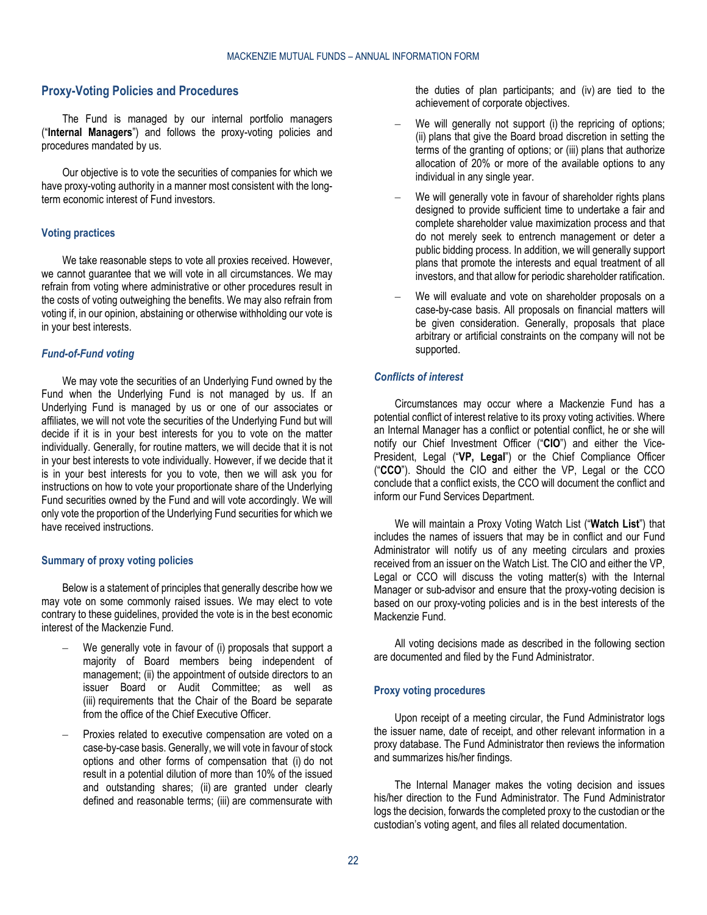## Proxy-Voting Policies and Procedures

The Fund is managed by our internal portfolio managers ("**Internal Managers**") and follows the proxy-voting policies and procedures mandated by us.

Our objective is to vote the securities of companies for which we have proxy-voting authority in a manner most consistent with the long-term economic interest of Fund investors.

### Voting practices

We take reasonable steps to vote all proxies received. However, we cannot guarantee that we will vote in all circumstances. We may refrain from voting where administrative or other procedures result in the costs of voting outweighing the benefits. We may also refrain from voting if, in our opinion, abstaining or otherwise withholding our vote is in your best interests.

#### *Fund-of-Fund voting*

We may vote the securities of an Underlying Fund owned by the Fund when the Underlying Fund is not managed by us. If an Underlying Fund is managed by us or one of our associates or affiliates, we will not vote the securities of the Underlying Fund but will decide if it is in your best interests for you to vote on the matter individually. Generally, for routine matters, we will decide that it is not in your best interests to vote individually. However, if we decide that it is in your best interests for you to vote, then we will ask you for instructions on how to vote your proportionate share of the Underlying Fund securities owned by the Fund and will vote accordingly. We will only vote the proportion of the Underlying Fund securities for which we have received instructions.

### Summary of proxy voting policies

Below is a statement of principles that generally describe how we may vote on some commonly raised issues. We may elect to vote contrary to these guidelines, provided the vote is in the best economic interest of the Mackenzie Fund.

- We generally vote in favour of (i) proposals that support a majority of Board members being independent of management; (ii) the appointment of outside directors to an issuer Board or Audit Committee; as well as (iii) requirements that the Chair of the Board be separate from the office of the Chief Executive Officer.
- Proxies related to executive compensation are voted on a case-by-case basis. Generally, we will vote in favour of stock options and other forms of compensation that (i) do not result in a potential dilution of more than 10% of the issued and outstanding shares; (ii) are granted under clearly defined and reasonable terms; (iii) are commensurate with the duties of plan participants; and (iv) are tied to the achievement of corporate objectives.
- We will generally not support (i) the repricing of options; (ii) plans that give the Board broad discretion in setting the terms of the granting of options; or (iii) plans that authorize allocation of 20% or more of the available options to any individual in any single year.
- We will generally vote in favour of shareholder rights plans designed to provide sufficient time to undertake a fair and complete shareholder value maximization process and that do not merely seek to entrench management or deter a public bidding process. In addition, we will generally support plans that promote the interests and equal treatment of all investors, and that allow for periodic shareholder ratification.
- We will evaluate and vote on shareholder proposals on a case-by-case basis. All proposals on financial matters will be given consideration. Generally, proposals that place arbitrary or artificial constraints on the company will not be supported.

#### *Conflicts of interest*

Circumstances may occur where a Mackenzie Fund has a potential conflict of interest relative to its proxy voting activities. Where an Internal Manager has a conflict or potential conflict, he or she will notify our Chief Investment Officer ("**CIO**") and either the Vice-President, Legal ("**VP, Legal**") or the Chief Compliance Officer ("**CCO**"). Should the CIO and either the VP, Legal or the CCO conclude that a conflict exists, the CCO will document the conflict and inform our Fund Services Department.

We will maintain a Proxy Voting Watch List ("**Watch List**") that includes the names of issuers that may be in conflict and our Fund Administrator will notify us of any meeting circulars and proxies received from an issuer on the Watch List. The CIO and either the VP, Legal or CCO will discuss the voting matter(s) with the Internal Manager or sub-advisor and ensure that the proxy-voting decision is based on our proxy-voting policies and is in the best interests of the Mackenzie Fund.

All voting decisions made as described in the following section are documented and filed by the Fund Administrator.

### Proxy voting procedures

Upon receipt of a meeting circular, the Fund Administrator logs the issuer name, date of receipt, and other relevant information in a proxy database. The Fund Administrator then reviews the information and summarizes his/her findings.

The Internal Manager makes the voting decision and issues his/her direction to the Fund Administrator. The Fund Administrator logs the decision, forwards the completed proxy to the custodian or the custodian's voting agent, and files all related documentation.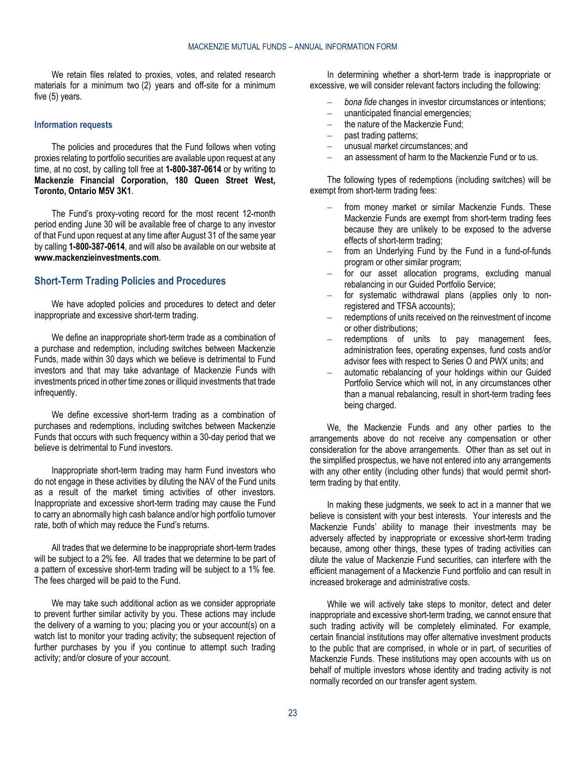We retain files related to proxies, votes, and related research materials for a minimum two (2) years and off-site for a minimum five (5) years.

### Information requests

The policies and procedures that the Fund follows when voting proxies relating to portfolio securities are available upon request at any time, at no cost, by calling toll free at **1-800-387-0614** or by writing to **Mackenzie Financial Corporation, 180 Queen Street West, Toronto, Ontario M5V 3K1**.

The Fund's proxy-voting record for the most recent 12-month period ending June 30 will be available free of charge to any investor of that Fund upon request at any time after August 31 of the same year by calling **1-800-387-0614**, and will also be available on our website at **www.mackenzieinvestments.com**.

## Short-Term Trading Policies and Procedures

We have adopted policies and procedures to detect and deter inappropriate and excessive short-term trading.

We define an inappropriate short-term trade as a combination of a purchase and redemption, including switches between Mackenzie Funds, made within 30 days which we believe is detrimental to Fund investors and that may take advantage of Mackenzie Funds with investments priced in other time zones or illiquid investments that trade infrequently.

We define excessive short-term trading as a combination of purchases and redemptions, including switches between Mackenzie Funds that occurs with such frequency within a 30-day period that we believe is detrimental to Fund investors.

Inappropriate short-term trading may harm Fund investors who do not engage in these activities by diluting the NAV of the Fund units as a result of the market timing activities of other investors. Inappropriate and excessive short-term trading may cause the Fund to carry an abnormally high cash balance and/or high portfolio turnover rate, both of which may reduce the Fund's returns.

All trades that we determine to be inappropriate short-term trades will be subject to a 2% fee. All trades that we determine to be part of a pattern of excessive short-term trading will be subject to a 1% fee. The fees charged will be paid to the Fund.

We may take such additional action as we consider appropriate to prevent further similar activity by you. These actions may include the delivery of a warning to you; placing you or your account(s) on a watch list to monitor your trading activity; the subsequent rejection of further purchases by you if you continue to attempt such trading activity; and/or closure of your account.

In determining whether a short-term trade is inappropriate or excessive, we will consider relevant factors including the following:

- *bona fide* changes in investor circumstances or intentions;
- unanticipated financial emergencies;
- the nature of the Mackenzie Fund;
- past trading patterns;
- unusual market circumstances; and
- an assessment of harm to the Mackenzie Fund or to us.

The following types of redemptions (including switches) will be exempt from short-term trading fees:

- from money market or similar Mackenzie Funds. These Mackenzie Funds are exempt from short-term trading fees because they are unlikely to be exposed to the adverse effects of short-term trading;
- from an Underlying Fund by the Fund in a fund-of-funds program or other similar program;
- for our asset allocation programs, excluding manual rebalancing in our Guided Portfolio Service;
- for systematic withdrawal plans (applies only to non-registered and TFSA accounts);
- redemptions of units received on the reinvestment of income or other distributions;
- redemptions of units to pay management fees, administration fees, operating expenses, fund costs and/or advisor fees with respect to Series O and PWX units; and
- automatic rebalancing of your holdings within our Guided Portfolio Service which will not, in any circumstances other than a manual rebalancing, result in short-term trading fees being charged.

We, the Mackenzie Funds and any other parties to the arrangements above do not receive any compensation or other consideration for the above arrangements. Other than as set out in the simplified prospectus, we have not entered into any arrangements with any other entity (including other funds) that would permit short-term trading by that entity.

In making these judgments, we seek to act in a manner that we believe is consistent with your best interests. Your interests and the Mackenzie Funds' ability to manage their investments may be adversely affected by inappropriate or excessive short-term trading because, among other things, these types of trading activities can dilute the value of Mackenzie Fund securities, can interfere with the efficient management of a Mackenzie Fund portfolio and can result in increased brokerage and administrative costs.

While we will actively take steps to monitor, detect and deter inappropriate and excessive short-term trading, we cannot ensure that such trading activity will be completely eliminated. For example, certain financial institutions may offer alternative investment products to the public that are comprised, in whole or in part, of securities of Mackenzie Funds. These institutions may open accounts with us on behalf of multiple investors whose identity and trading activity is not normally recorded on our transfer agent system.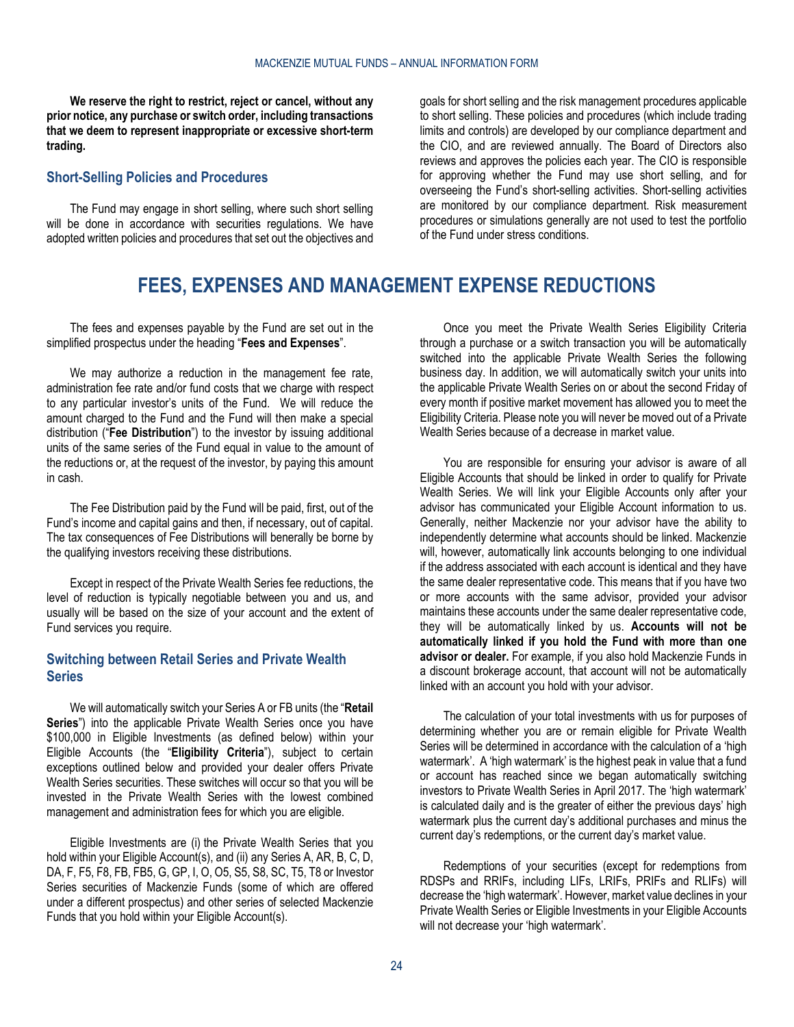**We reserve the right to restrict, reject or cancel, without any prior notice, any purchase or switch order, including transactions that we deem to represent inappropriate or excessive short-term trading.**

### Short-Selling Policies and Procedures

The Fund may engage in short selling, where such short selling will be done in accordance with securities regulations. We have adopted written policies and procedures that set out the objectives and goals for short selling and the risk management procedures applicable to short selling. These policies and procedures (which include trading limits and controls) are developed by our compliance department and the CIO, and are reviewed annually. The Board of Directors also reviews and approves the policies each year. The CIO is responsible for approving whether the Fund may use short selling, and for overseeing the Fund's short-selling activities. Short-selling activities are monitored by our compliance department. Risk measurement procedures or simulations generally are not used to test the portfolio of the Fund under stress conditions.

## FEES, EXPENSES AND MANAGEMENT EXPENSE REDUCTIONS

The fees and expenses payable by the Fund are set out in the simplified prospectus under the heading "**Fees and Expenses**".

We may authorize a reduction in the management fee rate, administration fee rate and/or fund costs that we charge with respect to any particular investor's units of the Fund. We will reduce the amount charged to the Fund and the Fund will then make a special distribution ("**Fee Distribution**") to the investor by issuing additional units of the same series of the Fund equal in value to the amount of the reductions or, at the request of the investor, by paying this amount in cash.

The Fee Distribution paid by the Fund will be paid, first, out of the Fund's income and capital gains and then, if necessary, out of capital. The tax consequences of Fee Distributions will benerally be borne by the qualifying investors receiving these distributions.

Except in respect of the Private Wealth Series fee reductions, the level of reduction is typically negotiable between you and us, and usually will be based on the size of your account and the extent of Fund services you require.

### Switching between Retail Series and Private Wealth Series

We will automatically switch your Series A or FB units (the "**Retail Series**") into the applicable Private Wealth Series once you have $100,000 in Eligible Investments (as defined below) within your Eligible Accounts (the "**Eligibility Criteria**"), subject to certain exceptions outlined below and provided your dealer offers Private Wealth Series securities. These switches will occur so that you will be invested in the Private Wealth Series with the lowest combined management and administration fees for which you are eligible.

Eligible Investments are (i) the Private Wealth Series that you hold within your Eligible Account(s), and (ii) any Series A, AR, B, C, D, DA, F, F5, F8, FB, FB5, G, GP, I, O, O5, S5, S8, SC, T5, T8 or Investor Series securities of Mackenzie Funds (some of which are offered under a different prospectus) and other series of selected Mackenzie Funds that you hold within your Eligible Account(s).

Once you meet the Private Wealth Series Eligibility Criteria through a purchase or a switch transaction you will be automatically switched into the applicable Private Wealth Series the following business day. In addition, we will automatically switch your units into the applicable Private Wealth Series on or about the second Friday of every month if positive market movement has allowed you to meet the Eligibility Criteria. Please note you will never be moved out of a Private Wealth Series because of a decrease in market value.

You are responsible for ensuring your advisor is aware of all Eligible Accounts that should be linked in order to qualify for Private Wealth Series. We will link your Eligible Accounts only after your advisor has communicated your Eligible Account information to us. Generally, neither Mackenzie nor your advisor have the ability to independently determine what accounts should be linked. Mackenzie will, however, automatically link accounts belonging to one individual if the address associated with each account is identical and they have the same dealer representative code. This means that if you have two or more accounts with the same advisor, provided your advisor maintains these accounts under the same dealer representative code, they will be automatically linked by us. **Accounts will not be automatically linked if you hold the Fund with more than one advisor or dealer.** For example, if you also hold Mackenzie Funds in a discount brokerage account, that account will not be automatically linked with an account you hold with your advisor.

The calculation of your total investments with us for purposes of determining whether you are or remain eligible for Private Wealth Series will be determined in accordance with the calculation of a 'high watermark'. A 'high watermark' is the highest peak in value that a fund or account has reached since we began automatically switching investors to Private Wealth Series in April 2017. The 'high watermark' is calculated daily and is the greater of either the previous days' high watermark plus the current day's additional purchases and minus the current day's redemptions, or the current day's market value.

Redemptions of your securities (except for redemptions from RDSPs and RRIFs, including LIFs, LRIFs, PRIFs and RLIFs) will decrease the 'high watermark'. However, market value declines in your Private Wealth Series or Eligible Investments in your Eligible Accounts will not decrease your 'high watermark'.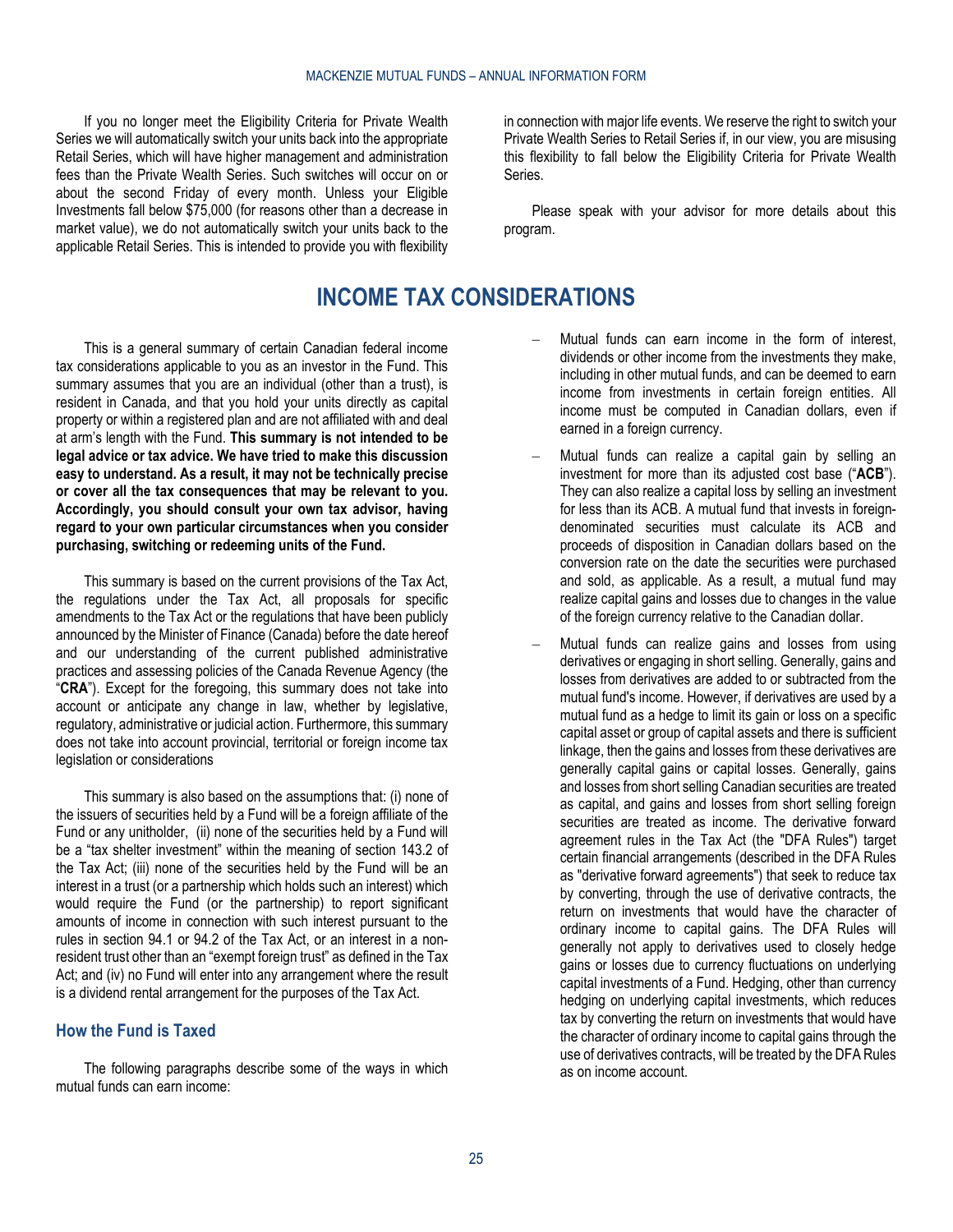If you no longer meet the Eligibility Criteria for Private Wealth Series we will automatically switch your units back into the appropriate Retail Series, which will have higher management and administration fees than the Private Wealth Series. Such switches will occur on or about the second Friday of every month. Unless your Eligible Investments fall below $75,000 (for reasons other than a decrease in market value), we do not automatically switch your units back to the applicable Retail Series. This is intended to provide you with flexibility in connection with major life events. We reserve the right to switch your Private Wealth Series to Retail Series if, in our view, you are misusing this flexibility to fall below the Eligibility Criteria for Private Wealth Series.

Please speak with your advisor for more details about this program.

# INCOME TAX CONSIDERATIONS

This is a general summary of certain Canadian federal income tax considerations applicable to you as an investor in the Fund. This summary assumes that you are an individual (other than a trust), is resident in Canada, and that you hold your units directly as capital property or within a registered plan and are not affiliated with and deal at arm's length with the Fund. **This summary is not intended to be legal advice or tax advice. We have tried to make this discussion easy to understand. As a result, it may not be technically precise or cover all the tax consequences that may be relevant to you. Accordingly, you should consult your own tax advisor, having regard to your own particular circumstances when you consider purchasing, switching or redeeming units of the Fund.**

This summary is based on the current provisions of the Tax Act, the regulations under the Tax Act, all proposals for specific amendments to the Tax Act or the regulations that have been publicly announced by the Minister of Finance (Canada) before the date hereof and our understanding of the current published administrative practices and assessing policies of the Canada Revenue Agency (the "**CRA**"). Except for the foregoing, this summary does not take into account or anticipate any change in law, whether by legislative, regulatory, administrative or judicial action. Furthermore, this summary does not take into account provincial, territorial or foreign income tax legislation or considerations

This summary is also based on the assumptions that: (i) none of the issuers of securities held by a Fund will be a foreign affiliate of the Fund or any unitholder, (ii) none of the securities held by a Fund will be a "tax shelter investment" within the meaning of section 143.2 of the Tax Act; (iii) none of the securities held by the Fund will be an interest in a trust (or a partnership which holds such an interest) which would require the Fund (or the partnership) to report significant amounts of income in connection with such interest pursuant to the rules in section 94.1 or 94.2 of the Tax Act, or an interest in a non-resident trust other than an "exempt foreign trust" as defined in the Tax Act; and (iv) no Fund will enter into any arrangement where the result is a dividend rental arrangement for the purposes of the Tax Act.

## How the Fund is Taxed

The following paragraphs describe some of the ways in which mutual funds can earn income:

- Mutual funds can earn income in the form of interest, dividends or other income from the investments they make, including in other mutual funds, and can be deemed to earn income from investments in certain foreign entities. All income must be computed in Canadian dollars, even if earned in a foreign currency.
- Mutual funds can realize a capital gain by selling an investment for more than its adjusted cost base ("**ACB**"). They can also realize a capital loss by selling an investment for less than its ACB. A mutual fund that invests in foreign-denominated securities must calculate its ACB and proceeds of disposition in Canadian dollars based on the conversion rate on the date the securities were purchased and sold, as applicable. As a result, a mutual fund may realize capital gains and losses due to changes in the value of the foreign currency relative to the Canadian dollar.
- Mutual funds can realize gains and losses from using derivatives or engaging in short selling. Generally, gains and losses from derivatives are added to or subtracted from the mutual fund's income. However, if derivatives are used by a mutual fund as a hedge to limit its gain or loss on a specific capital asset or group of capital assets and there is sufficient linkage, then the gains and losses from these derivatives are generally capital gains or capital losses. Generally, gains and losses from short selling Canadian securities are treated as capital, and gains and losses from short selling foreign securities are treated as income. The derivative forward agreement rules in the Tax Act (the "DFA Rules") target certain financial arrangements (described in the DFA Rules as "derivative forward agreements") that seek to reduce tax by converting, through the use of derivative contracts, the return on investments that would have the character of ordinary income to capital gains. The DFA Rules will generally not apply to derivatives used to closely hedge gains or losses due to currency fluctuations on underlying capital investments of a Fund. Hedging, other than currency hedging on underlying capital investments, which reduces tax by converting the return on investments that would have the character of ordinary income to capital gains through the use of derivatives contracts, will be treated by the DFA Rules as on income account.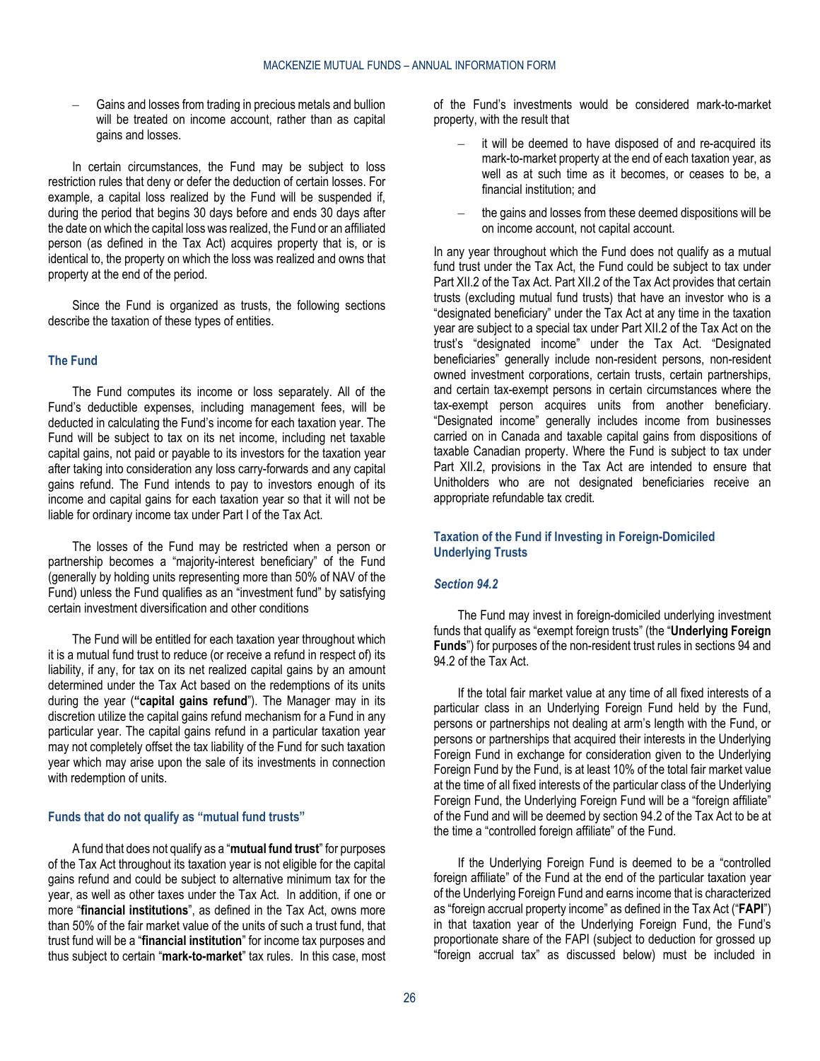- Gains and losses from trading in precious metals and bullion will be treated on income account, rather than as capital gains and losses.

In certain circumstances, the Fund may be subject to loss restriction rules that deny or defer the deduction of certain losses. For example, a capital loss realized by the Fund will be suspended if, during the period that begins 30 days before and ends 30 days after the date on which the capital loss was realized, the Fund or an affiliated person (as defined in the Tax Act) acquires property that is, or is identical to, the property on which the loss was realized and owns that property at the end of the period.

Since the Fund is organized as trusts, the following sections describe the taxation of these types of entities.

### The Fund

The Fund computes its income or loss separately. All of the Fund's deductible expenses, including management fees, will be deducted in calculating the Fund's income for each taxation year. The Fund will be subject to tax on its net income, including net taxable capital gains, not paid or payable to its investors for the taxation year after taking into consideration any loss carry-forwards and any capital gains refund. The Fund intends to pay to investors enough of its income and capital gains for each taxation year so that it will not be liable for ordinary income tax under Part I of the Tax Act.

The losses of the Fund may be restricted when a person or partnership becomes a "majority-interest beneficiary" of the Fund (generally by holding units representing more than 50% of NAV of the Fund) unless the Fund qualifies as an "investment fund" by satisfying certain investment diversification and other conditions

The Fund will be entitled for each taxation year throughout which it is a mutual fund trust to reduce (or receive a refund in respect of) its liability, if any, for tax on its net realized capital gains by an amount determined under the Tax Act based on the redemptions of its units during the year (**"capital gains refund"**). The Manager may in its discretion utilize the capital gains refund mechanism for a Fund in any particular year. The capital gains refund in a particular taxation year may not completely offset the tax liability of the Fund for such taxation year which may arise upon the sale of its investments in connection with redemption of units.

### Funds that do not qualify as "mutual fund trusts"

A fund that does not qualify as a "**mutual fund trust**" for purposes of the Tax Act throughout its taxation year is not eligible for the capital gains refund and could be subject to alternative minimum tax for the year, as well as other taxes under the Tax Act. In addition, if one or more "**financial institutions**", as defined in the Tax Act, owns more than 50% of the fair market value of the units of such a trust fund, that trust fund will be a "**financial institution**" for income tax purposes and thus subject to certain "**mark-to-market**" tax rules. In this case, most of the Fund's investments would be considered mark-to-market property, with the result that

- it will be deemed to have disposed of and re-acquired its mark-to-market property at the end of each taxation year, as well as at such time as it becomes, or ceases to be, a financial institution; and
- the gains and losses from these deemed dispositions will be on income account, not capital account.

In any year throughout which the Fund does not qualify as a mutual fund trust under the Tax Act, the Fund could be subject to tax under Part XII.2 of the Tax Act. Part XII.2 of the Tax Act provides that certain trusts (excluding mutual fund trusts) that have an investor who is a "designated beneficiary" under the Tax Act at any time in the taxation year are subject to a special tax under Part XII.2 of the Tax Act on the trust's "designated income" under the Tax Act. "Designated beneficiaries" generally include non-resident persons, non-resident owned investment corporations, certain trusts, certain partnerships, and certain tax-exempt persons in certain circumstances where the tax-exempt person acquires units from another beneficiary. "Designated income" generally includes income from businesses carried on in Canada and taxable capital gains from dispositions of taxable Canadian property. Where the Fund is subject to tax under Part XII.2, provisions in the Tax Act are intended to ensure that Unitholders who are not designated beneficiaries receive an appropriate refundable tax credit.

### Taxation of the Fund if Investing in Foreign-Domiciled Underlying Trusts

#### *Section 94.2*

The Fund may invest in foreign-domiciled underlying investment funds that qualify as "exempt foreign trusts" (the "**Underlying Foreign Funds**") for purposes of the non-resident trust rules in sections 94 and 94.2 of the Tax Act.

If the total fair market value at any time of all fixed interests of a particular class in an Underlying Foreign Fund held by the Fund, persons or partnerships not dealing at arm's length with the Fund, or persons or partnerships that acquired their interests in the Underlying Foreign Fund in exchange for consideration given to the Underlying Foreign Fund by the Fund, is at least 10% of the total fair market value at the time of all fixed interests of the particular class of the Underlying Foreign Fund, the Underlying Foreign Fund will be a "foreign affiliate" of the Fund and will be deemed by section 94.2 of the Tax Act to be at the time a "controlled foreign affiliate" of the Fund.

If the Underlying Foreign Fund is deemed to be a "controlled foreign affiliate" of the Fund at the end of the particular taxation year of the Underlying Foreign Fund and earns income that is characterized as "foreign accrual property income" as defined in the Tax Act ("**FAPI**") in that taxation year of the Underlying Foreign Fund, the Fund's proportionate share of the FAPI (subject to deduction for grossed up "foreign accrual tax" as discussed below) must be included in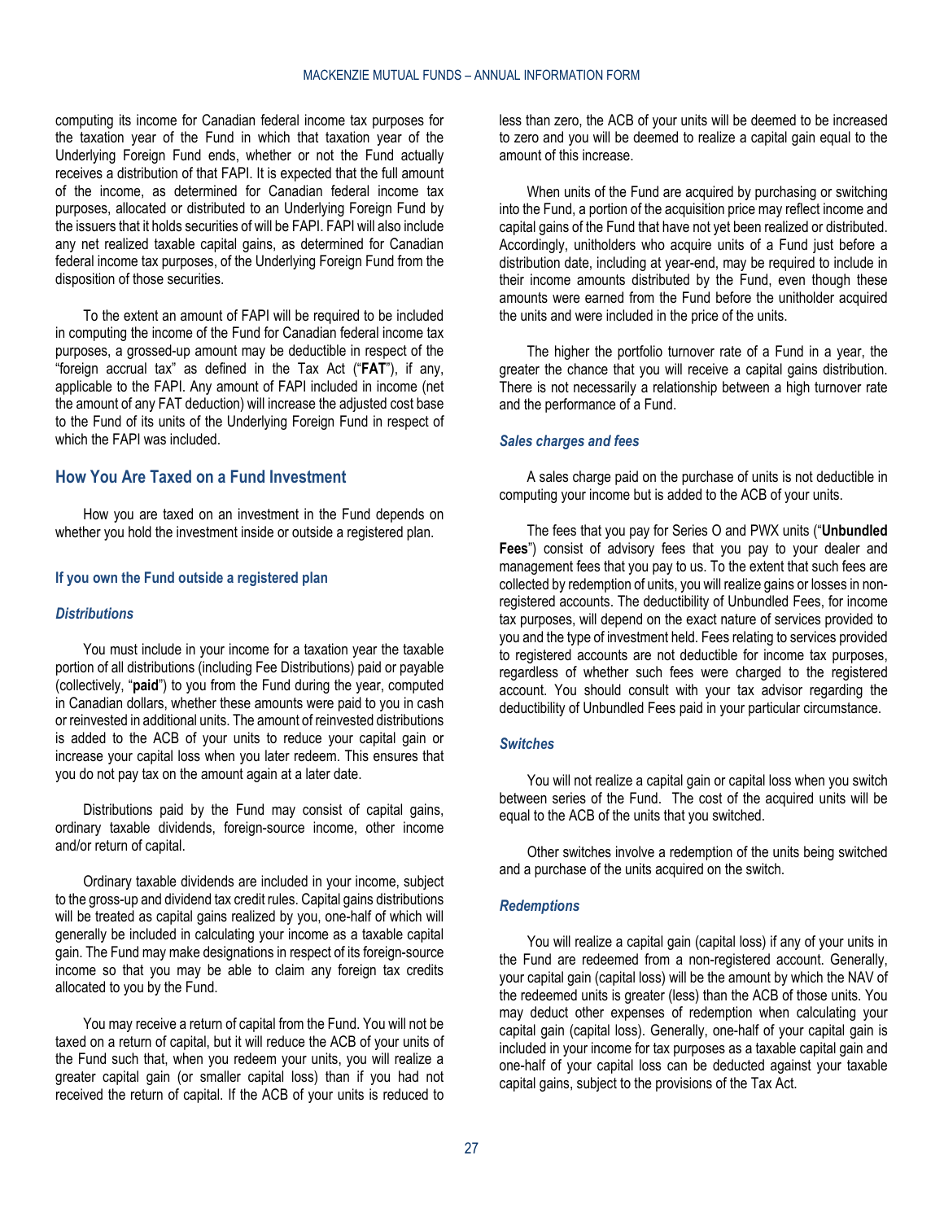computing its income for Canadian federal income tax purposes for the taxation year of the Fund in which that taxation year of the Underlying Foreign Fund ends, whether or not the Fund actually receives a distribution of that FAPI. It is expected that the full amount of the income, as determined for Canadian federal income tax purposes, allocated or distributed to an Underlying Foreign Fund by the issuers that it holds securities of will be FAPI. FAPI will also include any net realized taxable capital gains, as determined for Canadian federal income tax purposes, of the Underlying Foreign Fund from the disposition of those securities.

To the extent an amount of FAPI will be required to be included in computing the income of the Fund for Canadian federal income tax purposes, a grossed-up amount may be deductible in respect of the "foreign accrual tax" as defined in the Tax Act ("**FAT**"), if any, applicable to the FAPI. Any amount of FAPI included in income (net the amount of any FAT deduction) will increase the adjusted cost base to the Fund of its units of the Underlying Foreign Fund in respect of which the FAPI was included.

## How You Are Taxed on a Fund Investment

How you are taxed on an investment in the Fund depends on whether you hold the investment inside or outside a registered plan.

### If you own the Fund outside a registered plan

#### *Distributions*

You must include in your income for a taxation year the taxable portion of all distributions (including Fee Distributions) paid or payable (collectively, "**paid**") to you from the Fund during the year, computed in Canadian dollars, whether these amounts were paid to you in cash or reinvested in additional units. The amount of reinvested distributions is added to the ACB of your units to reduce your capital gain or increase your capital loss when you later redeem. This ensures that you do not pay tax on the amount again at a later date.

Distributions paid by the Fund may consist of capital gains, ordinary taxable dividends, foreign-source income, other income and/or return of capital.

Ordinary taxable dividends are included in your income, subject to the gross-up and dividend tax credit rules. Capital gains distributions will be treated as capital gains realized by you, one-half of which will generally be included in calculating your income as a taxable capital gain. The Fund may make designations in respect of its foreign-source income so that you may be able to claim any foreign tax credits allocated to you by the Fund.

You may receive a return of capital from the Fund. You will not be taxed on a return of capital, but it will reduce the ACB of your units of the Fund such that, when you redeem your units, you will realize a greater capital gain (or smaller capital loss) than if you had not received the return of capital. If the ACB of your units is reduced to less than zero, the ACB of your units will be deemed to be increased to zero and you will be deemed to realize a capital gain equal to the amount of this increase.

When units of the Fund are acquired by purchasing or switching into the Fund, a portion of the acquisition price may reflect income and capital gains of the Fund that have not yet been realized or distributed. Accordingly, unitholders who acquire units of a Fund just before a distribution date, including at year-end, may be required to include in their income amounts distributed by the Fund, even though these amounts were earned from the Fund before the unitholder acquired the units and were included in the price of the units.

The higher the portfolio turnover rate of a Fund in a year, the greater the chance that you will receive a capital gains distribution. There is not necessarily a relationship between a high turnover rate and the performance of a Fund.

#### *Sales charges and fees*

A sales charge paid on the purchase of units is not deductible in computing your income but is added to the ACB of your units.

The fees that you pay for Series O and PWX units ("**Unbundled Fees**") consist of advisory fees that you pay to your dealer and management fees that you pay to us. To the extent that such fees are collected by redemption of units, you will realize gains or losses in non-registered accounts. The deductibility of Unbundled Fees, for income tax purposes, will depend on the exact nature of services provided to you and the type of investment held. Fees relating to services provided to registered accounts are not deductible for income tax purposes, regardless of whether such fees were charged to the registered account. You should consult with your tax advisor regarding the deductibility of Unbundled Fees paid in your particular circumstance.

#### *Switches*

You will not realize a capital gain or capital loss when you switch between series of the Fund. The cost of the acquired units will be equal to the ACB of the units that you switched.

Other switches involve a redemption of the units being switched and a purchase of the units acquired on the switch.

#### *Redemptions*

You will realize a capital gain (capital loss) if any of your units in the Fund are redeemed from a non-registered account. Generally, your capital gain (capital loss) will be the amount by which the NAV of the redeemed units is greater (less) than the ACB of those units. You may deduct other expenses of redemption when calculating your capital gain (capital loss). Generally, one-half of your capital gain is included in your income for tax purposes as a taxable capital gain and one-half of your capital loss can be deducted against your taxable capital gains, subject to the provisions of the Tax Act.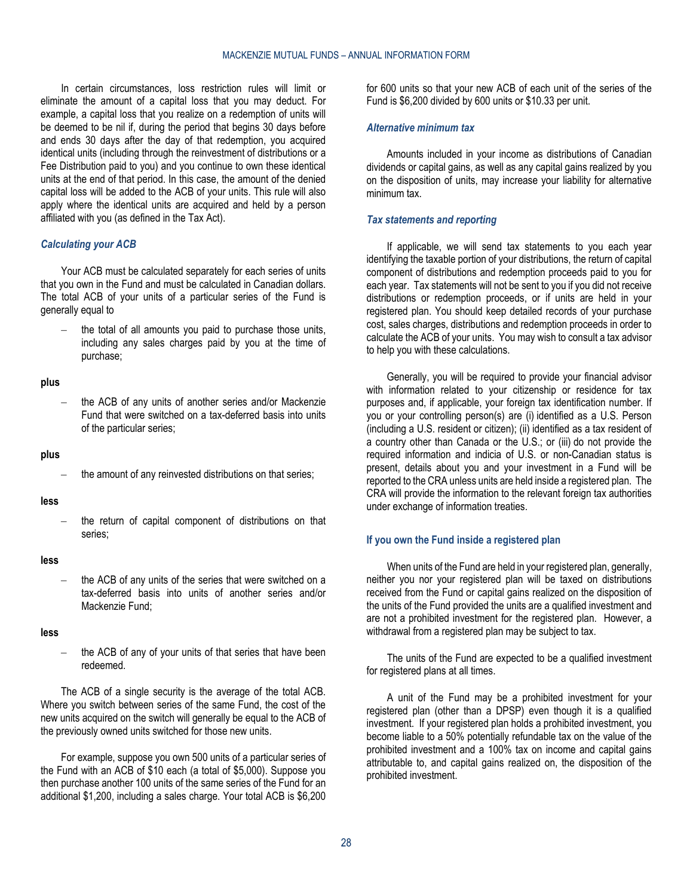In certain circumstances, loss restriction rules will limit or eliminate the amount of a capital loss that you may deduct. For example, a capital loss that you realize on a redemption of units will be deemed to be nil if, during the period that begins 30 days before and ends 30 days after the day of that redemption, you acquired identical units (including through the reinvestment of distributions or a Fee Distribution paid to you) and you continue to own these identical units at the end of that period. In this case, the amount of the denied capital loss will be added to the ACB of your units. This rule will also apply where the identical units are acquired and held by a person affiliated with you (as defined in the Tax Act).

### *Calculating your ACB*

Your ACB must be calculated separately for each series of units that you own in the Fund and must be calculated in Canadian dollars. The total ACB of your units of a particular series of the Fund is generally equal to

- the total of all amounts you paid to purchase those units, including any sales charges paid by you at the time of purchase;

**plus**

- the ACB of any units of another series and/or Mackenzie Fund that were switched on a tax-deferred basis into units of the particular series;

**plus**

- the amount of any reinvested distributions on that series;

**less**

- the return of capital component of distributions on that series;

**less**

- the ACB of any units of the series that were switched on a tax-deferred basis into units of another series and/or Mackenzie Fund;

**less**

- the ACB of any of your units of that series that have been redeemed.

The ACB of a single security is the average of the total ACB. Where you switch between series of the same Fund, the cost of the new units acquired on the switch will generally be equal to the ACB of the previously owned units switched for those new units.

For example, suppose you own 500 units of a particular series of the Fund with an ACB of $10 each (a total of $5,000). Suppose you then purchase another 100 units of the same series of the Fund for an additional $1,200, including a sales charge. Your total ACB is $6,200 for 600 units so that your new ACB of each unit of the series of the Fund is $6,200 divided by 600 units or $10.33 per unit.

### *Alternative minimum tax*

Amounts included in your income as distributions of Canadian dividends or capital gains, as well as any capital gains realized by you on the disposition of units, may increase your liability for alternative minimum tax.

### *Tax statements and reporting*

If applicable, we will send tax statements to you each year identifying the taxable portion of your distributions, the return of capital component of distributions and redemption proceeds paid to you for each year. Tax statements will not be sent to you if you did not receive distributions or redemption proceeds, or if units are held in your registered plan. You should keep detailed records of your purchase cost, sales charges, distributions and redemption proceeds in order to calculate the ACB of your units. You may wish to consult a tax advisor to help you with these calculations.

Generally, you will be required to provide your financial advisor with information related to your citizenship or residence for tax purposes and, if applicable, your foreign tax identification number. If you or your controlling person(s) are (i) identified as a U.S. Person (including a U.S. resident or citizen); (ii) identified as a tax resident of a country other than Canada or the U.S.; or (iii) do not provide the required information and indicia of U.S. or non-Canadian status is present, details about you and your investment in a Fund will be reported to the CRA unless units are held inside a registered plan. The CRA will provide the information to the relevant foreign tax authorities under exchange of information treaties.

## If you own the Fund inside a registered plan

When units of the Fund are held in your registered plan, generally, neither you nor your registered plan will be taxed on distributions received from the Fund or capital gains realized on the disposition of the units of the Fund provided the units are a qualified investment and are not a prohibited investment for the registered plan. However, a withdrawal from a registered plan may be subject to tax.

The units of the Fund are expected to be a qualified investment for registered plans at all times.

A unit of the Fund may be a prohibited investment for your registered plan (other than a DPSP) even though it is a qualified investment. If your registered plan holds a prohibited investment, you become liable to a 50% potentially refundable tax on the value of the prohibited investment and a 100% tax on income and capital gains attributable to, and capital gains realized on, the disposition of the prohibited investment.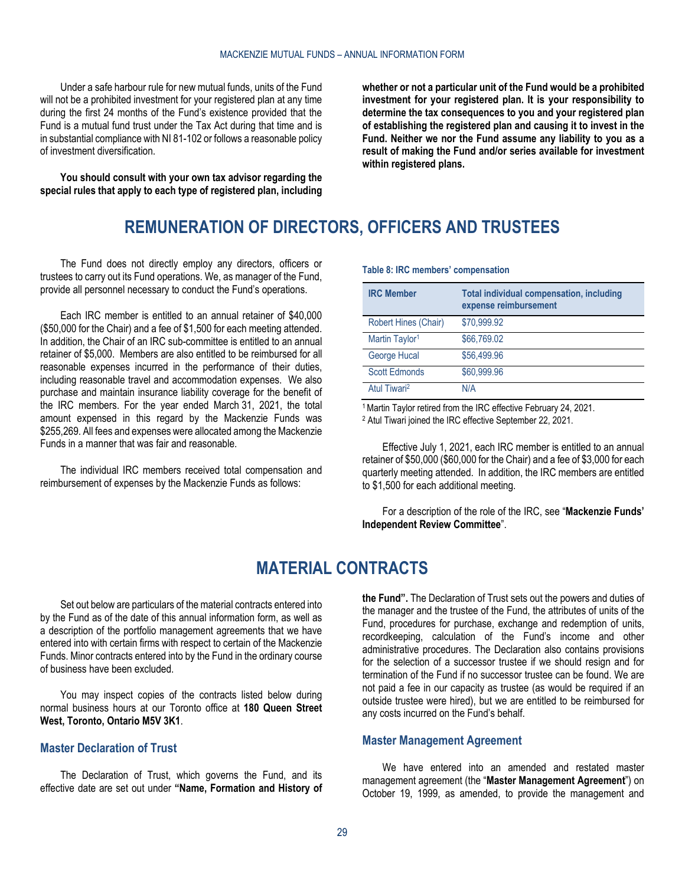Under a safe harbour rule for new mutual funds, units of the Fund will not be a prohibited investment for your registered plan at any time during the first 24 months of the Fund's existence provided that the Fund is a mutual fund trust under the Tax Act during that time and is in substantial compliance with NI 81-102 or follows a reasonable policy of investment diversification.

**You should consult with your own tax advisor regarding the special rules that apply to each type of registered plan, including whether or not a particular unit of the Fund would be a prohibited investment for your registered plan. It is your responsibility to determine the tax consequences to you and your registered plan of establishing the registered plan and causing it to invest in the Fund. Neither we nor the Fund assume any liability to you as a result of making the Fund and/or series available for investment within registered plans.**

# REMUNERATION OF DIRECTORS, OFFICERS AND TRUSTEES

The Fund does not directly employ any directors, officers or trustees to carry out its Fund operations. We, as manager of the Fund, provide all personnel necessary to conduct the Fund's operations.

Each IRC member is entitled to an annual retainer of $40,000 ($50,000 for the Chair) and a fee of $1,500 for each meeting attended. In addition, the Chair of an IRC sub-committee is entitled to an annual retainer of $5,000. Members are also entitled to be reimbursed for all reasonable expenses incurred in the performance of their duties, including reasonable travel and accommodation expenses. We also purchase and maintain insurance liability coverage for the benefit of the IRC members. For the year ended March 31, 2021, the total amount expensed in this regard by the Mackenzie Funds was $255,269. All fees and expenses were allocated among the Mackenzie Funds in a manner that was fair and reasonable.

The individual IRC members received total compensation and reimbursement of expenses by the Mackenzie Funds as follows:

**Table 8: IRC members' compensation**

| IRC Member | Total individual compensation, including expense reimbursement |
|---|---|
| Robert Hines (Chair) | $70,999.92 |
| Martin Taylor[1] | $66,769.02 |
| George Hucal | $56,499.96 |
| Scott Edmonds | $60,999.96 |
| Atul Tiwari[2] | N/A |

[1] Martin Taylor retired from the IRC effective February 24, 2021.
[2] Atul Tiwari joined the IRC effective September 22, 2021.

Effective July 1, 2021, each IRC member is entitled to an annual retainer of $50,000 ($60,000 for the Chair) and a fee of $3,000 for each quarterly meeting attended. In addition, the IRC members are entitled to $1,500 for each additional meeting.

For a description of the role of the IRC, see "**Mackenzie Funds' Independent Review Committee**".

# MATERIAL CONTRACTS

Set out below are particulars of the material contracts entered into by the Fund as of the date of this annual information form, as well as a description of the portfolio management agreements that we have entered into with certain firms with respect to certain of the Mackenzie Funds. Minor contracts entered into by the Fund in the ordinary course of business have been excluded.

You may inspect copies of the contracts listed below during normal business hours at our Toronto office at **180 Queen Street West, Toronto, Ontario M5V 3K1**.

## Master Declaration of Trust

The Declaration of Trust, which governs the Fund, and its effective date are set out under **"Name, Formation and History of the Fund".** The Declaration of Trust sets out the powers and duties of the manager and the trustee of the Fund, the attributes of units of the Fund, procedures for purchase, exchange and redemption of units, recordkeeping, calculation of the Fund's income and other administrative procedures. The Declaration also contains provisions for the selection of a successor trustee if we should resign and for termination of the Fund if no successor trustee can be found. We are not paid a fee in our capacity as trustee (as would be required if an outside trustee were hired), but we are entitled to be reimbursed for any costs incurred on the Fund's behalf.

## Master Management Agreement

We have entered into an amended and restated master management agreement (the "**Master Management Agreement**") on October 19, 1999, as amended, to provide the management and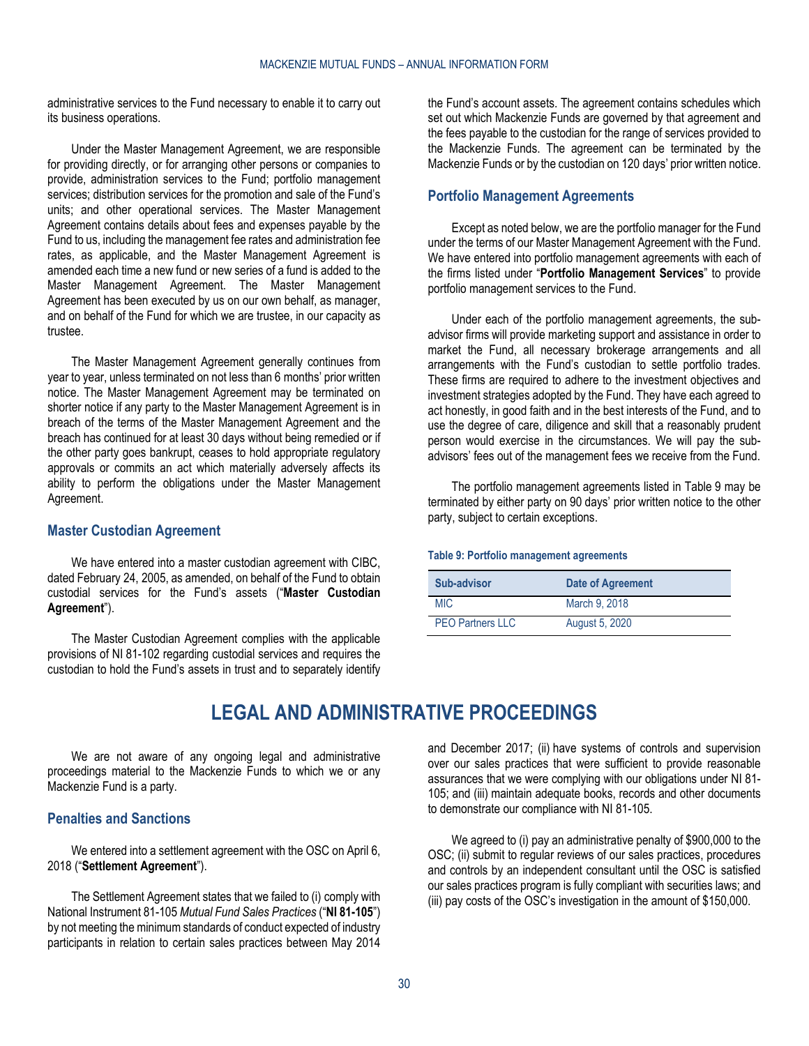administrative services to the Fund necessary to enable it to carry out its business operations.

Under the Master Management Agreement, we are responsible for providing directly, or for arranging other persons or companies to provide, administration services to the Fund; portfolio management services; distribution services for the promotion and sale of the Fund's units; and other operational services. The Master Management Agreement contains details about fees and expenses payable by the Fund to us, including the management fee rates and administration fee rates, as applicable, and the Master Management Agreement is amended each time a new fund or new series of a fund is added to the Master Management Agreement. The Master Management Agreement has been executed by us on our own behalf, as manager, and on behalf of the Fund for which we are trustee, in our capacity as trustee.

The Master Management Agreement generally continues from year to year, unless terminated on not less than 6 months' prior written notice. The Master Management Agreement may be terminated on shorter notice if any party to the Master Management Agreement is in breach of the terms of the Master Management Agreement and the breach has continued for at least 30 days without being remedied or if the other party goes bankrupt, ceases to hold appropriate regulatory approvals or commits an act which materially adversely affects its ability to perform the obligations under the Master Management Agreement.

### Master Custodian Agreement

We have entered into a master custodian agreement with CIBC, dated February 24, 2005, as amended, on behalf of the Fund to obtain custodial services for the Fund's assets ("**Master Custodian Agreement**").

The Master Custodian Agreement complies with the applicable provisions of NI 81-102 regarding custodial services and requires the custodian to hold the Fund's assets in trust and to separately identify the Fund's account assets. The agreement contains schedules which set out which Mackenzie Funds are governed by that agreement and the fees payable to the custodian for the range of services provided to the Mackenzie Funds. The agreement can be terminated by the Mackenzie Funds or by the custodian on 120 days' prior written notice.

### Portfolio Management Agreements

Except as noted below, we are the portfolio manager for the Fund under the terms of our Master Management Agreement with the Fund. We have entered into portfolio management agreements with each of the firms listed under "**Portfolio Management Services**" to provide portfolio management services to the Fund.

Under each of the portfolio management agreements, the sub-advisor firms will provide marketing support and assistance in order to market the Fund, all necessary brokerage arrangements and all arrangements with the Fund's custodian to settle portfolio trades. These firms are required to adhere to the investment objectives and investment strategies adopted by the Fund. They have each agreed to act honestly, in good faith and in the best interests of the Fund, and to use the degree of care, diligence and skill that a reasonably prudent person would exercise in the circumstances. We will pay the sub-advisors' fees out of the management fees we receive from the Fund.

The portfolio management agreements listed in Table 9 may be terminated by either party on 90 days' prior written notice to the other party, subject to certain exceptions.

**Table 9: Portfolio management agreements**

| Sub-advisor | Date of Agreement |
|---|---|
| MIC | March 9, 2018 |
| PEO Partners LLC | August 5, 2020 |

# LEGAL AND ADMINISTRATIVE PROCEEDINGS

We are not aware of any ongoing legal and administrative proceedings material to the Mackenzie Funds to which we or any Mackenzie Fund is a party.

### Penalties and Sanctions

We entered into a settlement agreement with the OSC on April 6, 2018 ("**Settlement Agreement**").

The Settlement Agreement states that we failed to (i) comply with National Instrument 81-105 *Mutual Fund Sales Practices* ("**NI 81-105**") by not meeting the minimum standards of conduct expected of industry participants in relation to certain sales practices between May 2014 and December 2017; (ii) have systems of controls and supervision over our sales practices that were sufficient to provide reasonable assurances that we were complying with our obligations under NI 81-105; and (iii) maintain adequate books, records and other documents to demonstrate our compliance with NI 81-105.

We agreed to (i) pay an administrative penalty of $900,000 to the OSC; (ii) submit to regular reviews of our sales practices, procedures and controls by an independent consultant until the OSC is satisfied our sales practices program is fully compliant with securities laws; and (iii) pay costs of the OSC's investigation in the amount of $150,000.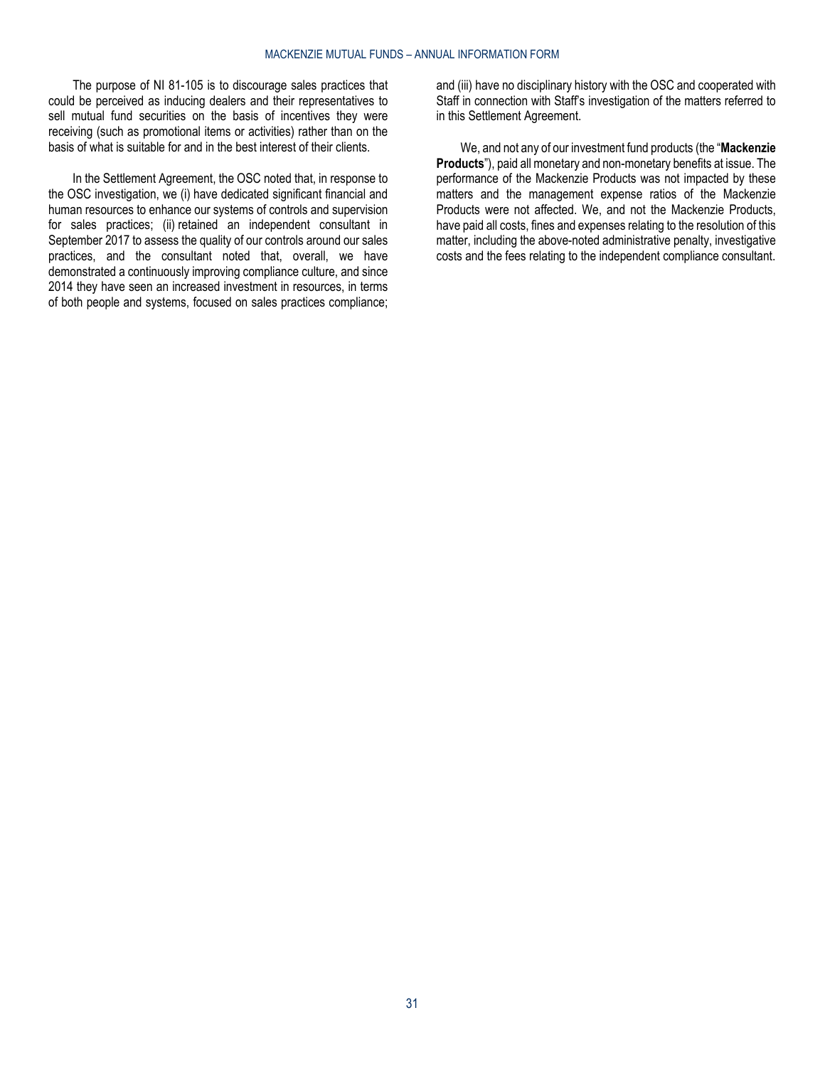The purpose of NI 81-105 is to discourage sales practices that could be perceived as inducing dealers and their representatives to sell mutual fund securities on the basis of incentives they were receiving (such as promotional items or activities) rather than on the basis of what is suitable for and in the best interest of their clients.

In the Settlement Agreement, the OSC noted that, in response to the OSC investigation, we (i) have dedicated significant financial and human resources to enhance our systems of controls and supervision for sales practices; (ii) retained an independent consultant in September 2017 to assess the quality of our controls around our sales practices, and the consultant noted that, overall, we have demonstrated a continuously improving compliance culture, and since 2014 they have seen an increased investment in resources, in terms of both people and systems, focused on sales practices compliance; and (iii) have no disciplinary history with the OSC and cooperated with Staff in connection with Staff's investigation of the matters referred to in this Settlement Agreement.

We, and not any of our investment fund products (the "**Mackenzie Products**"), paid all monetary and non-monetary benefits at issue. The performance of the Mackenzie Products was not impacted by these matters and the management expense ratios of the Mackenzie Products were not affected. We, and not the Mackenzie Products, have paid all costs, fines and expenses relating to the resolution of this matter, including the above-noted administrative penalty, investigative costs and the fees relating to the independent compliance consultant.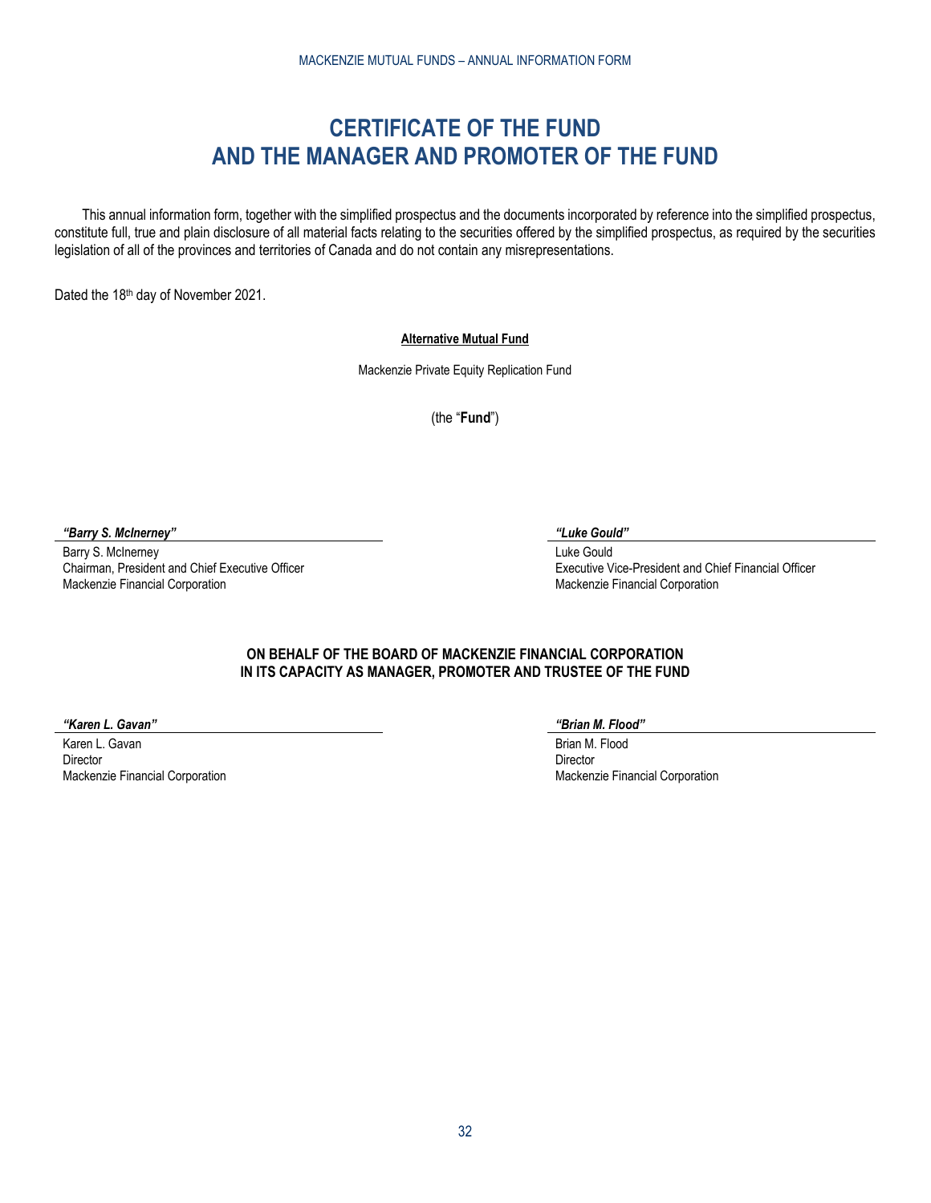# CERTIFICATE OF THE FUND AND THE MANAGER AND PROMOTER OF THE FUND

This annual information form, together with the simplified prospectus and the documents incorporated by reference into the simplified prospectus, constitute full, true and plain disclosure of all material facts relating to the securities offered by the simplified prospectus, as required by the securities legislation of all of the provinces and territories of Canada and do not contain any misrepresentations.

Dated the 18th day of November 2021.

**Alternative Mutual Fund**

Mackenzie Private Equity Replication Fund

(the "**Fund**")

***"Barry S. McInerney"***
Barry S. McInerney
Chairman, President and Chief Executive Officer
Mackenzie Financial Corporation

***"Luke Gould"***
Luke Gould
Executive Vice-President and Chief Financial Officer
Mackenzie Financial Corporation

**ON BEHALF OF THE BOARD OF MACKENZIE FINANCIAL CORPORATION IN ITS CAPACITY AS MANAGER, PROMOTER AND TRUSTEE OF THE FUND**

***"Karen L. Gavan"***
Karen L. Gavan
Director
Mackenzie Financial Corporation

***"Brian M. Flood"***
Brian M. Flood
Director
Mackenzie Financial Corporation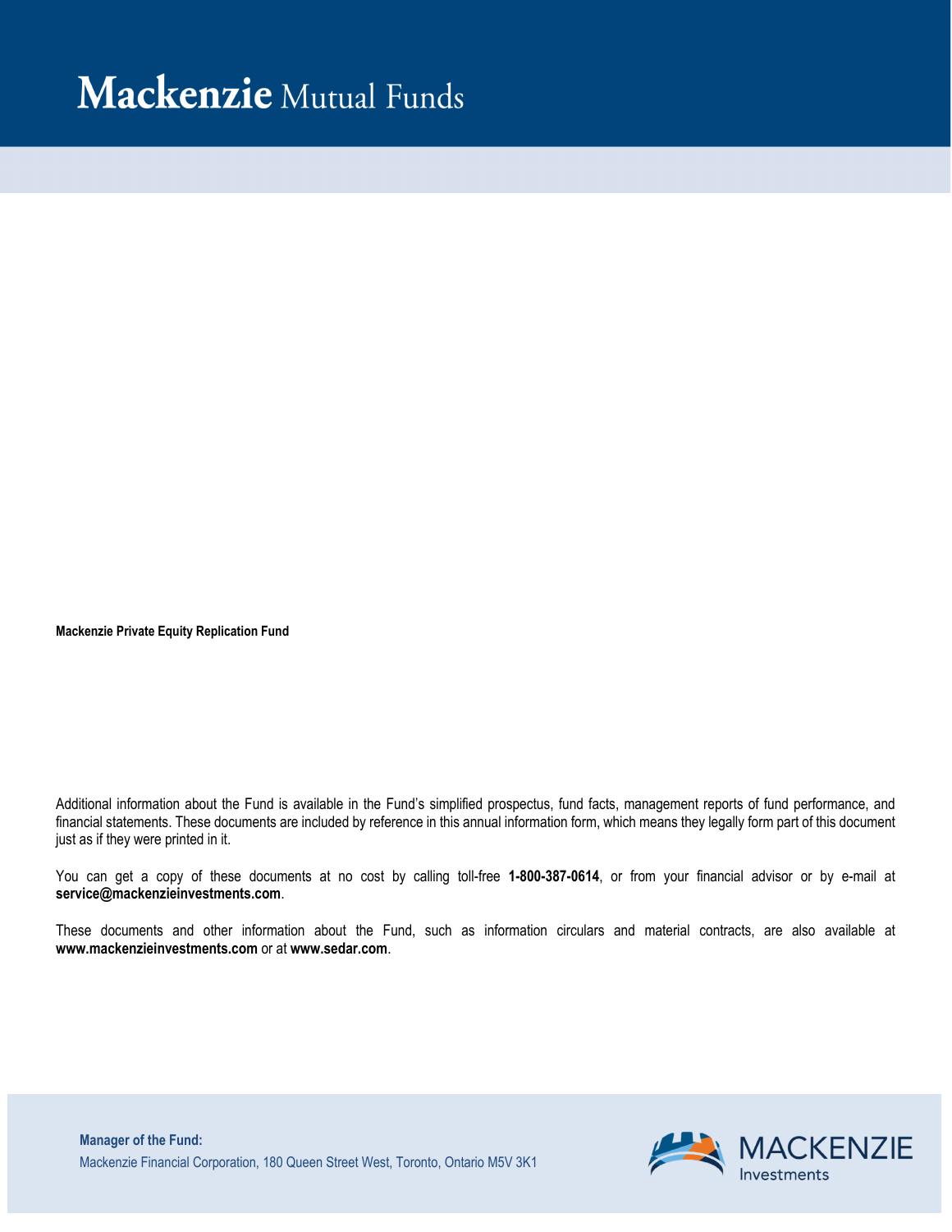# Mackenzie Mutual Funds

**Mackenzie Private Equity Replication Fund**

Additional information about the Fund is available in the Fund's simplified prospectus, fund facts, management reports of fund performance, and financial statements. These documents are included by reference in this annual information form, which means they legally form part of this document just as if they were printed in it.

You can get a copy of these documents at no cost by calling toll-free **1-800-387-0614**, or from your financial advisor or by e-mail at **service@mackenzieinvestments.com**.

These documents and other information about the Fund, such as information circulars and material contracts, are also available at **www.mackenzieinvestments.com** or at **www.sedar.com**.

**Manager of the Fund:**
Mackenzie Financial Corporation, 180 Queen Street West, Toronto, Ontario M5V 3K1

MACKENZIE Investments